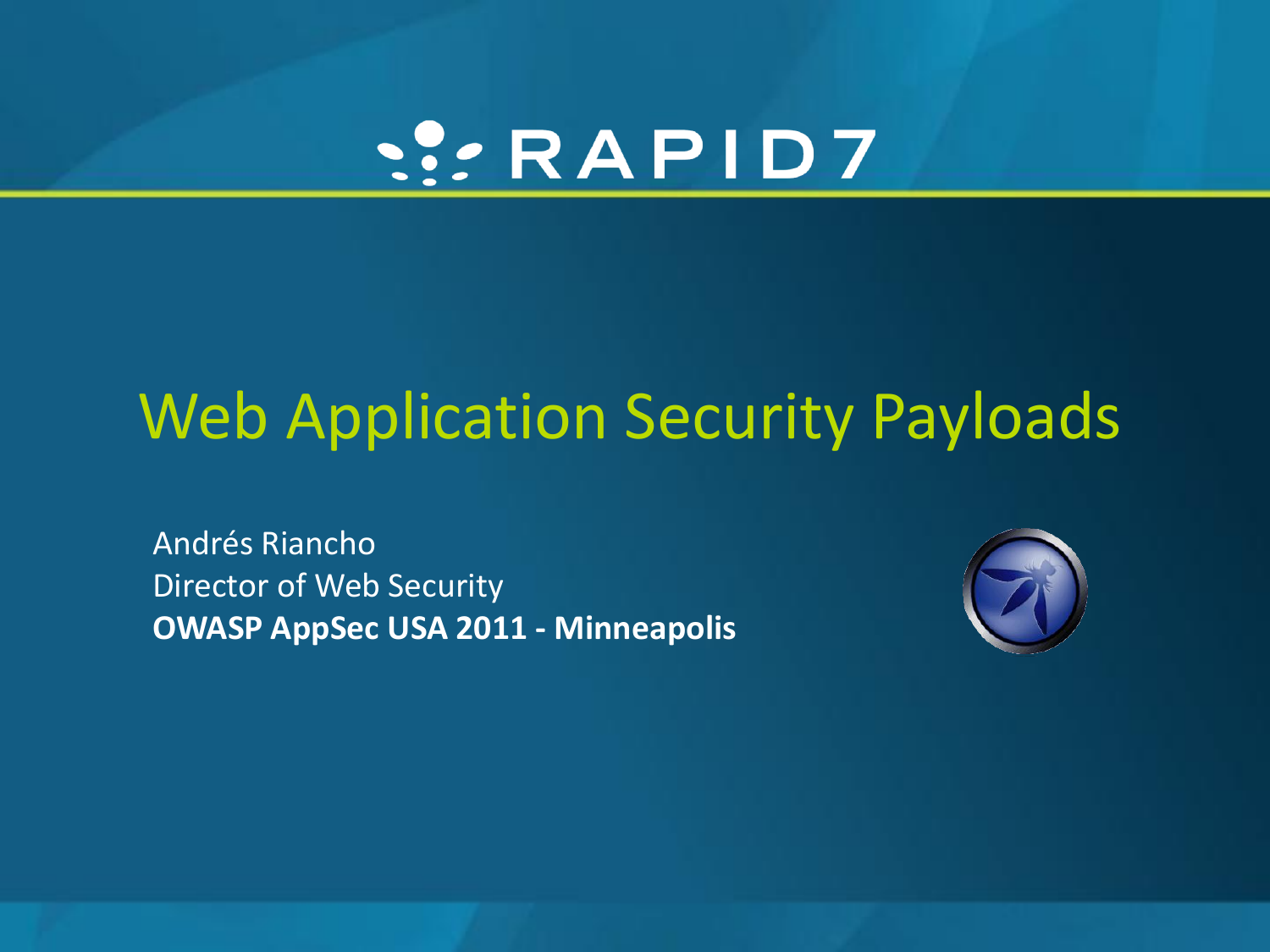RAPID7

# Web Application Security Payloads

Andrés Riancho
Director of Web Security
**OWASP AppSec USA 2011 - Minneapolis**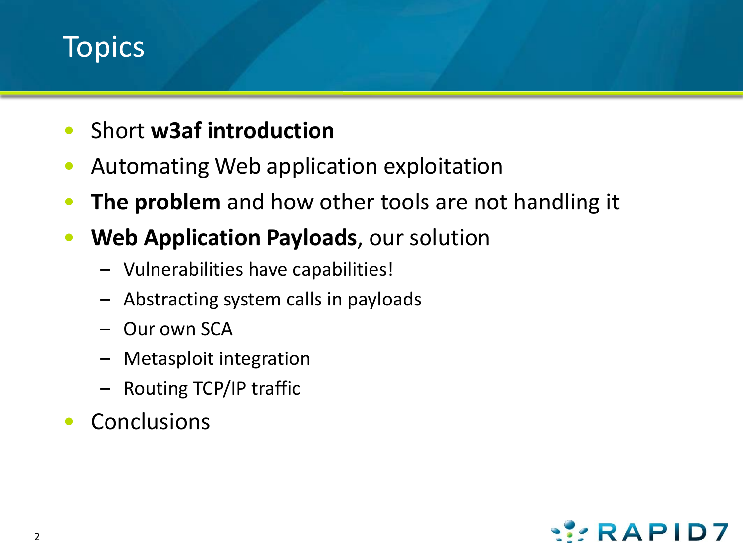# Topics

- Short **w3af introduction**
- Automating Web application exploitation
- **The problem** and how other tools are not handling it
- **Web Application Payloads**, our solution
  - Vulnerabilities have capabilities!
  - Abstracting system calls in payloads
  - Our own SCA
  - Metasploit integration
  - Routing TCP/IP traffic
- Conclusions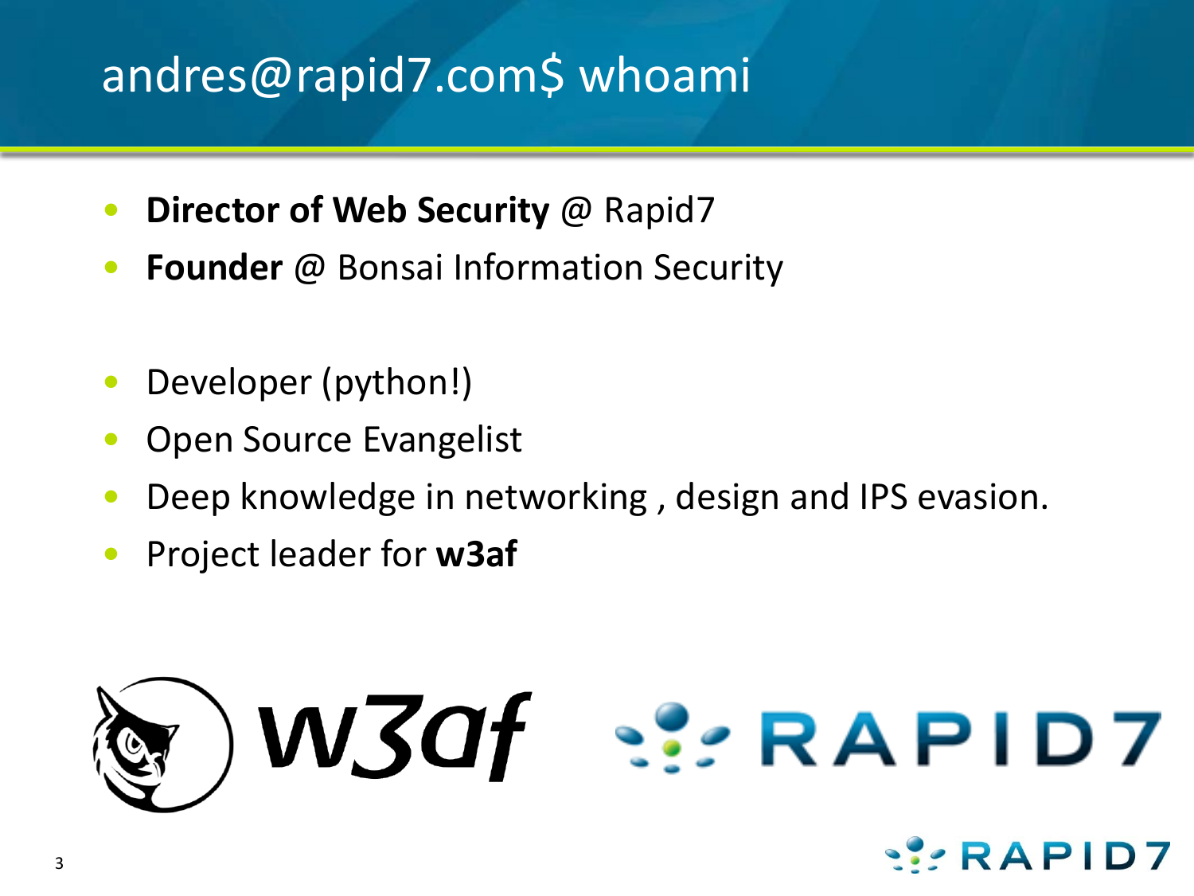# andres@rapid7.com$ whoami

- **Director of Web Security** @ Rapid7
- **Founder** @ Bonsai Information Security

- Developer (python!)
- Open Source Evangelist
- Deep knowledge in networking , design and IPS evasion.
- Project leader for **w3af**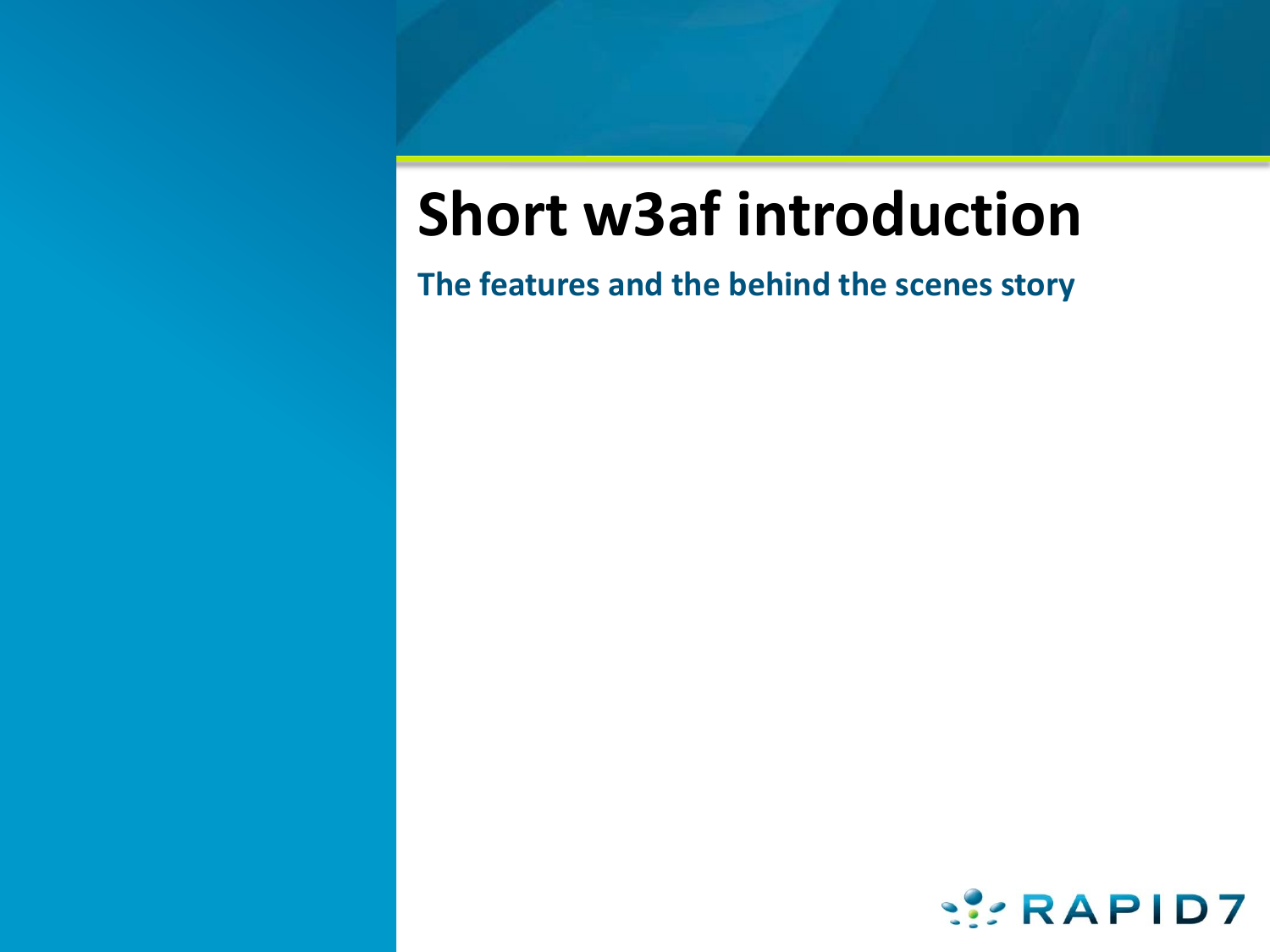# Short w3af introduction

**The features and the behind the scenes story**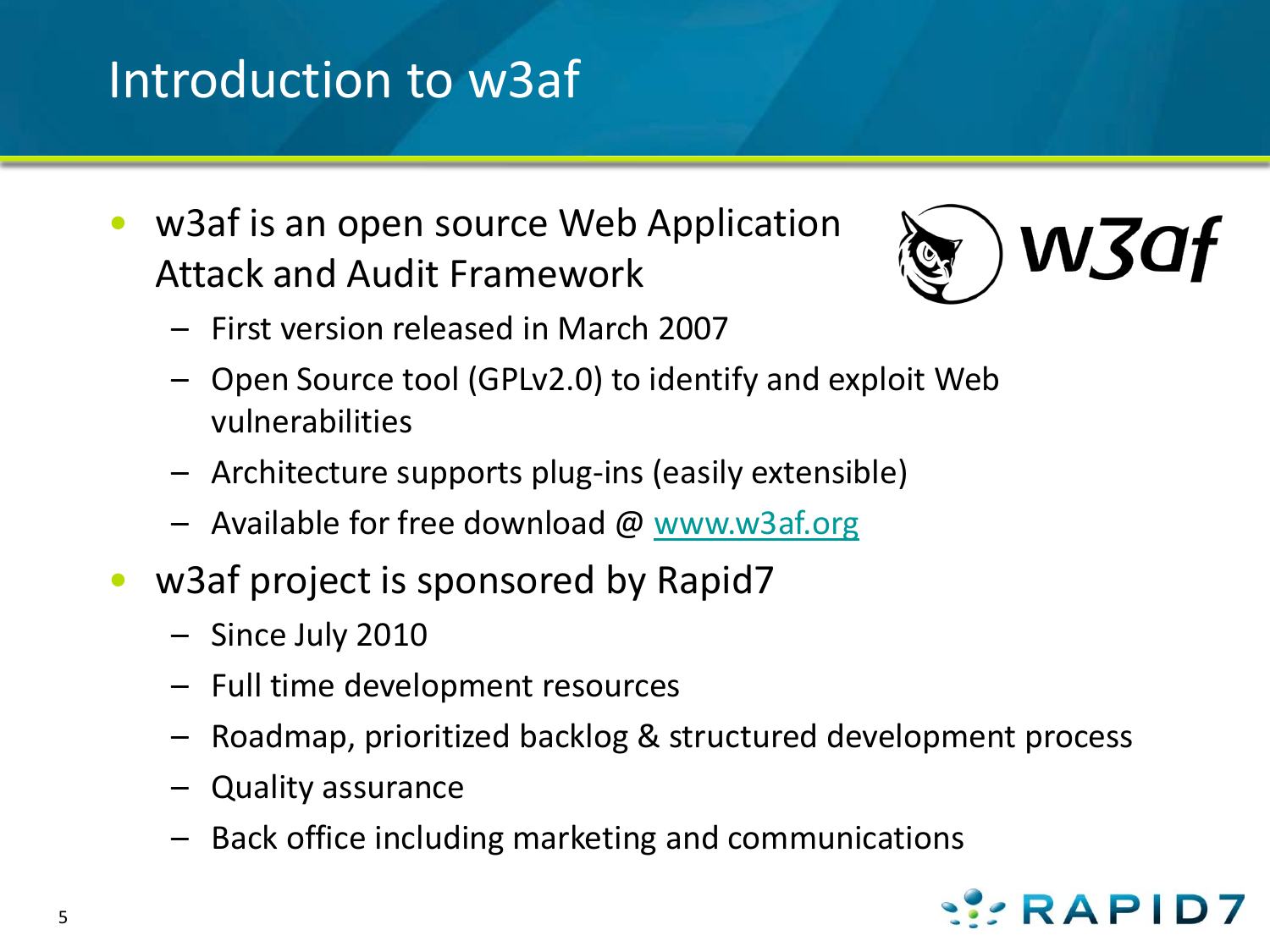# Introduction to w3af

- w3af is an open source Web Application Attack and Audit Framework
  - First version released in March 2007
  - Open Source tool (GPLv2.0) to identify and exploit Web vulnerabilities
  - Architecture supports plug-ins (easily extensible)
  - Available for free download @ www.w3af.org
- w3af project is sponsored by Rapid7
  - Since July 2010
  - Full time development resources
  - Roadmap, prioritized backlog & structured development process
  - Quality assurance
  - Back office including marketing and communications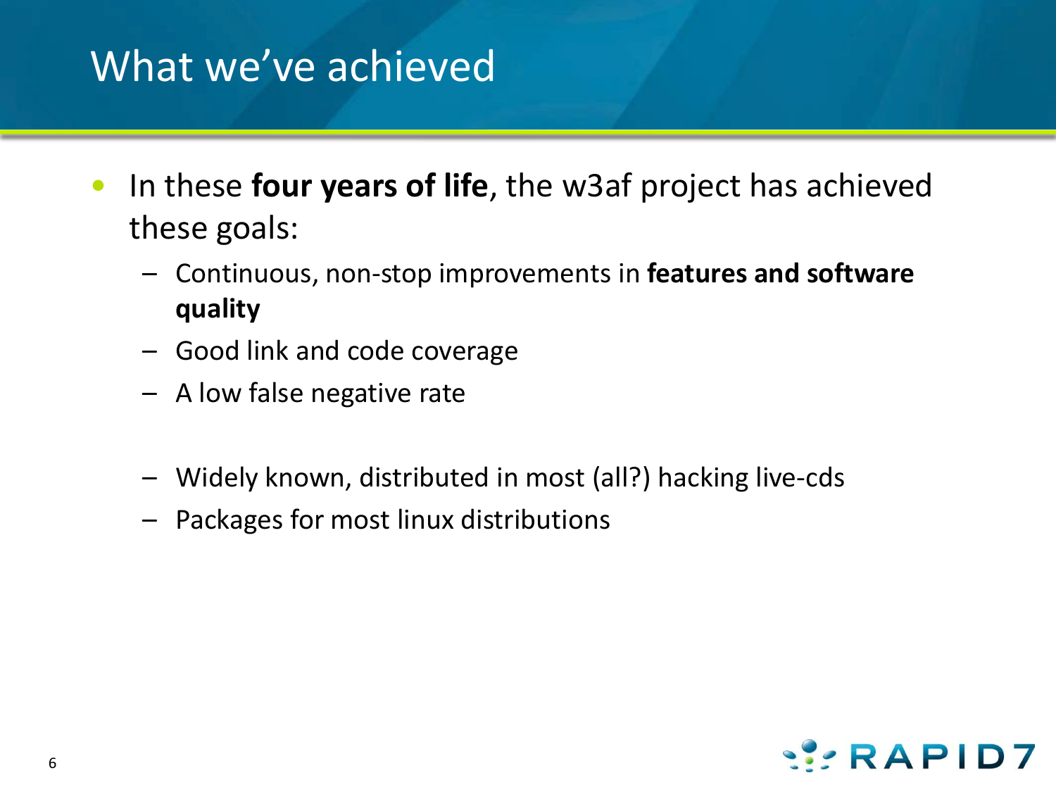# What we've achieved

- In these **four years of life**, the w3af project has achieved these goals:
  - Continuous, non-stop improvements in **features and software quality**
  - Good link and code coverage
  - A low false negative rate
  - Widely known, distributed in most (all?) hacking live-cds
  - Packages for most linux distributions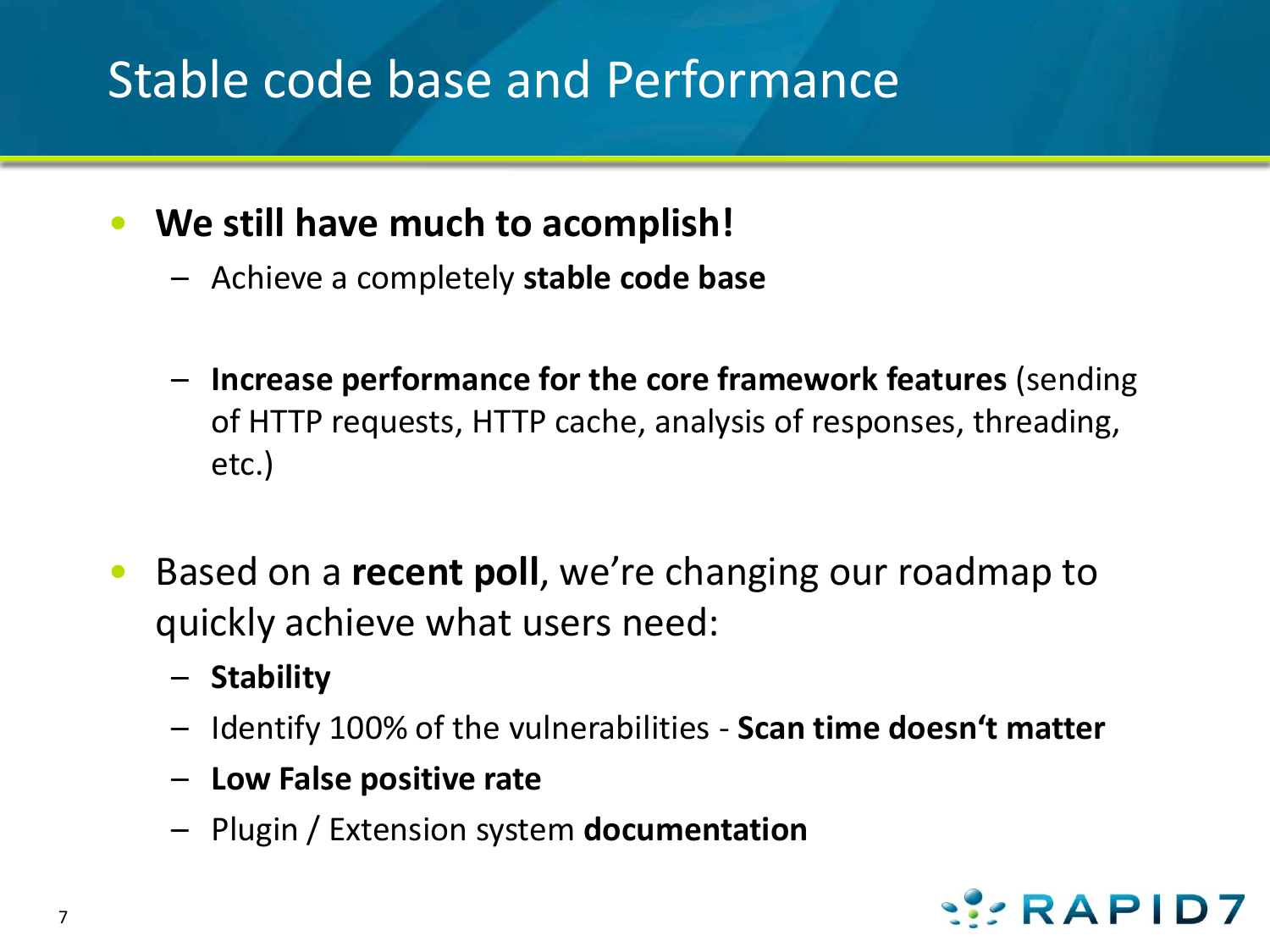# Stable code base and Performance

- **We still have much to acomplish!**
  - Achieve a completely **stable code base**
  - **Increase performance for the core framework features** (sending of HTTP requests, HTTP cache, analysis of responses, threading, etc.)
- Based on a **recent poll**, we're changing our roadmap to quickly achieve what users need:
  - **Stability**
  - Identify 100% of the vulnerabilities - **Scan time doesn't matter**
  - **Low False positive rate**
  - Plugin / Extension system **documentation**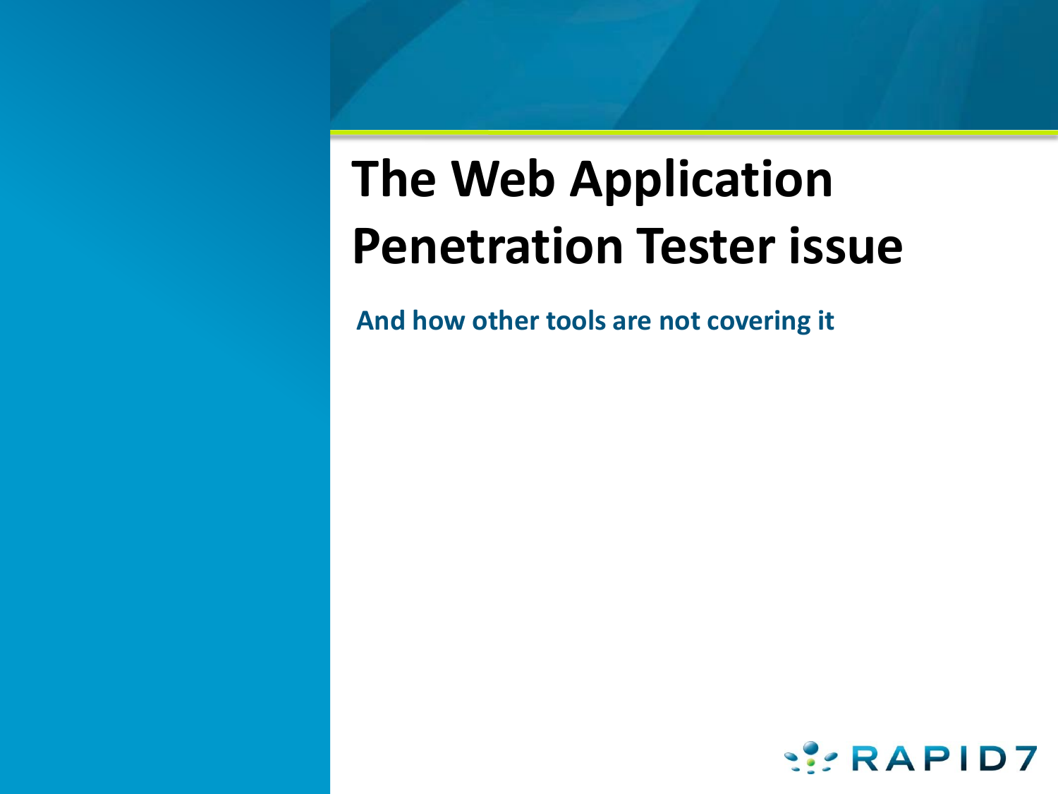# The Web Application Penetration Tester issue

**And how other tools are not covering it**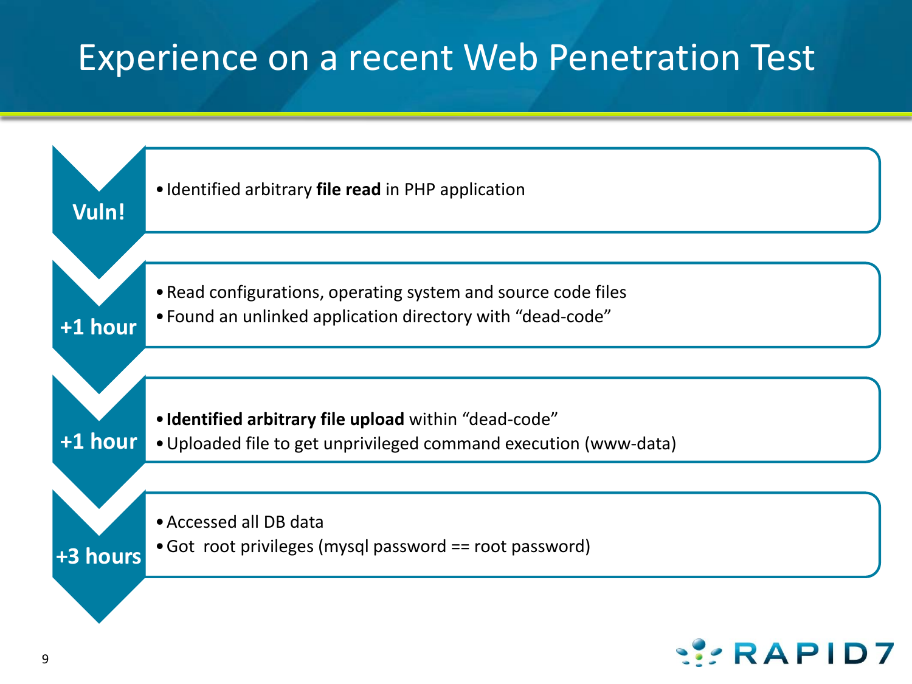# Experience on a recent Web Penetration Test

**Vuln!**

- Identified arbitrary **file read** in PHP application

**+1 hour**

- Read configurations, operating system and source code files
- Found an unlinked application directory with "dead-code"

**+1 hour**

- **Identified arbitrary file upload** within "dead-code"
- Uploaded file to get unprivileged command execution (www-data)

**+3 hours**

- Accessed all DB data
- Got root privileges (mysql password == root password)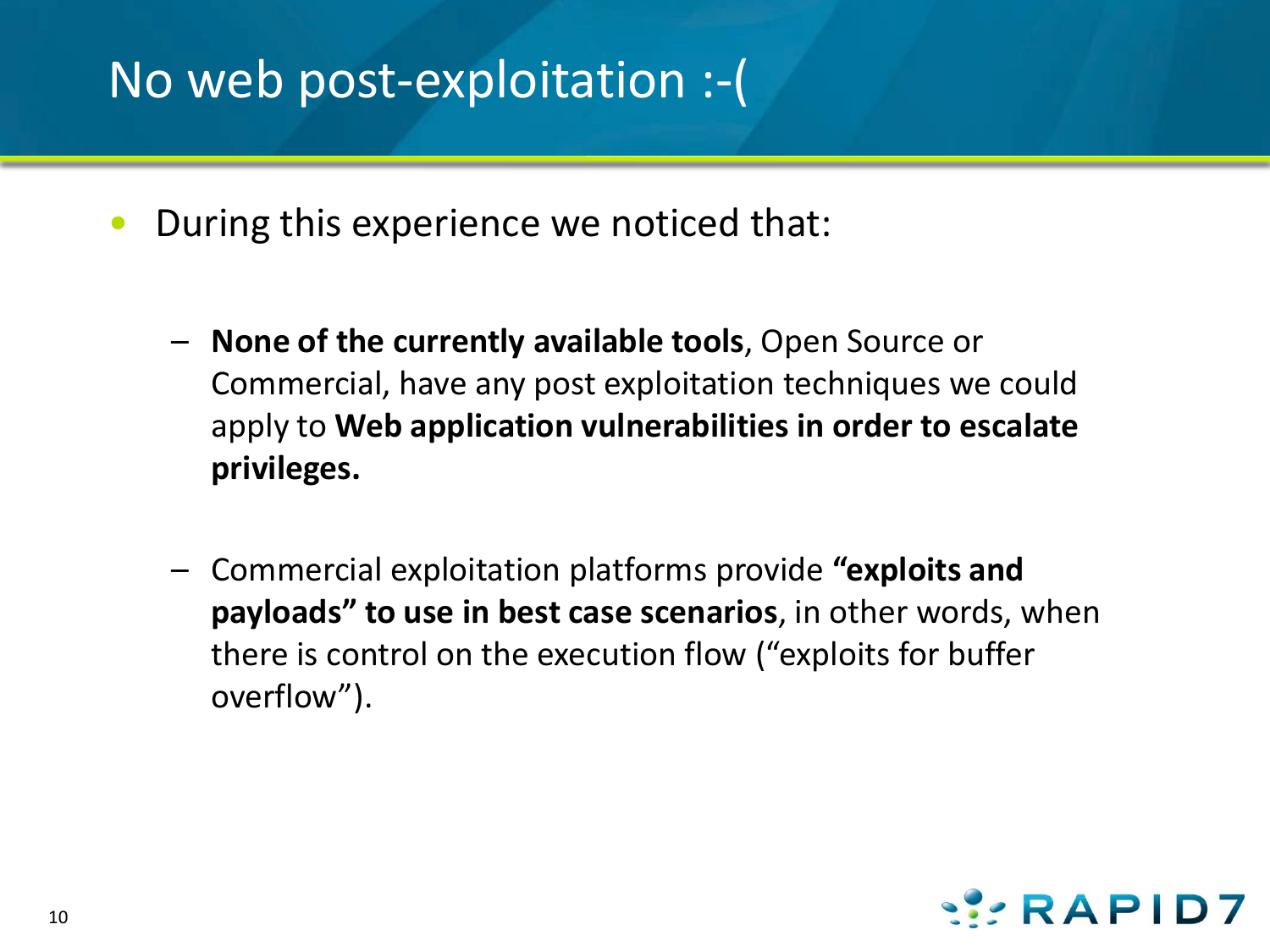# No web post-exploitation :-(

- During this experience we noticed that:
  - **None of the currently available tools**, Open Source or Commercial, have any post exploitation techniques we could apply to **Web application vulnerabilities in order to escalate privileges.**
  - Commercial exploitation platforms provide **"exploits and payloads" to use in best case scenarios**, in other words, when there is control on the execution flow ("exploits for buffer overflow").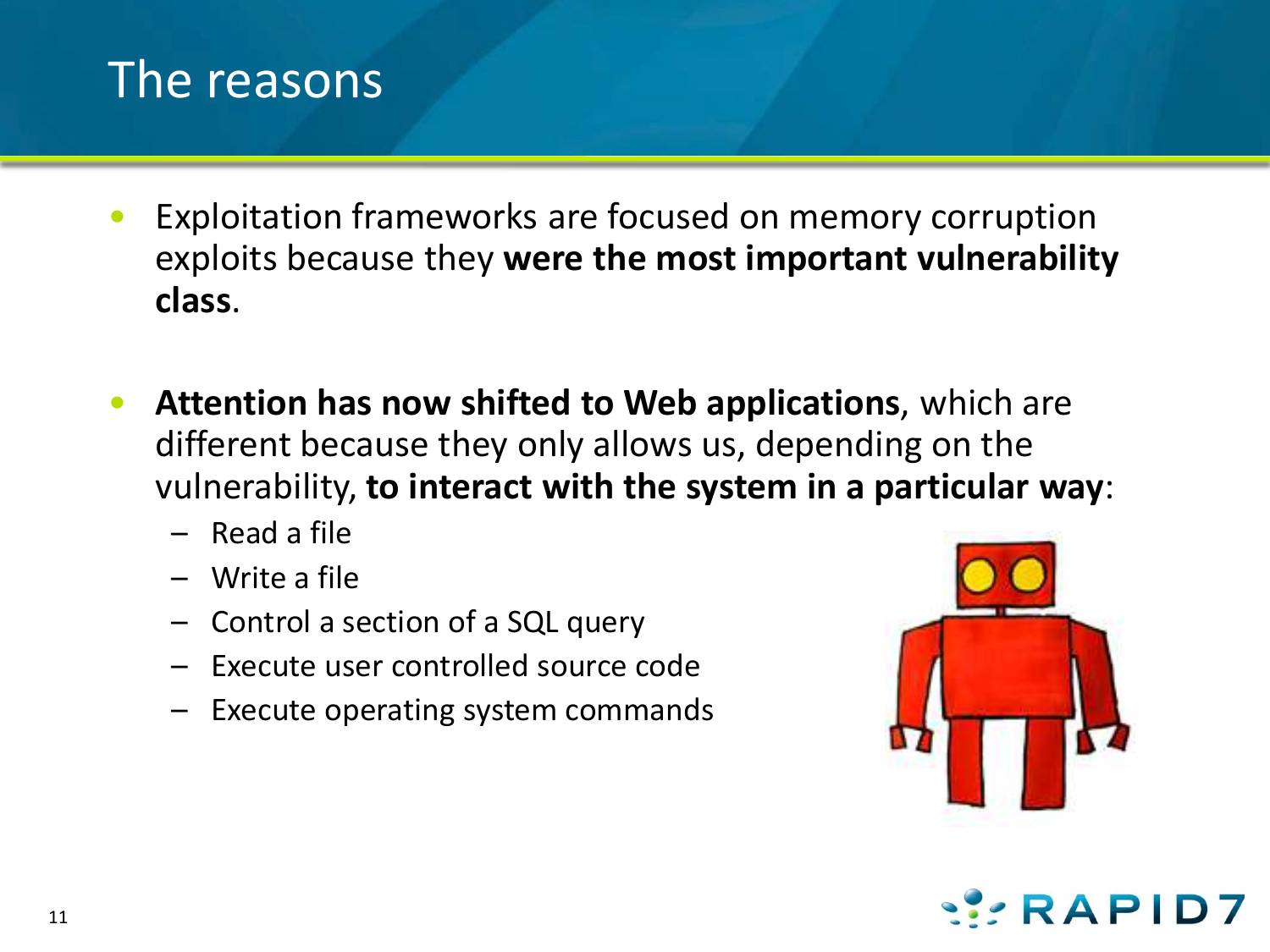# The reasons

- Exploitation frameworks are focused on memory corruption exploits because they **were the most important vulnerability class**.
- **Attention has now shifted to Web applications**, which are different because they only allows us, depending on the vulnerability, **to interact with the system in a particular way**:
  - Read a file
  - Write a file
  - Control a section of a SQL query
  - Execute user controlled source code
  - Execute operating system commands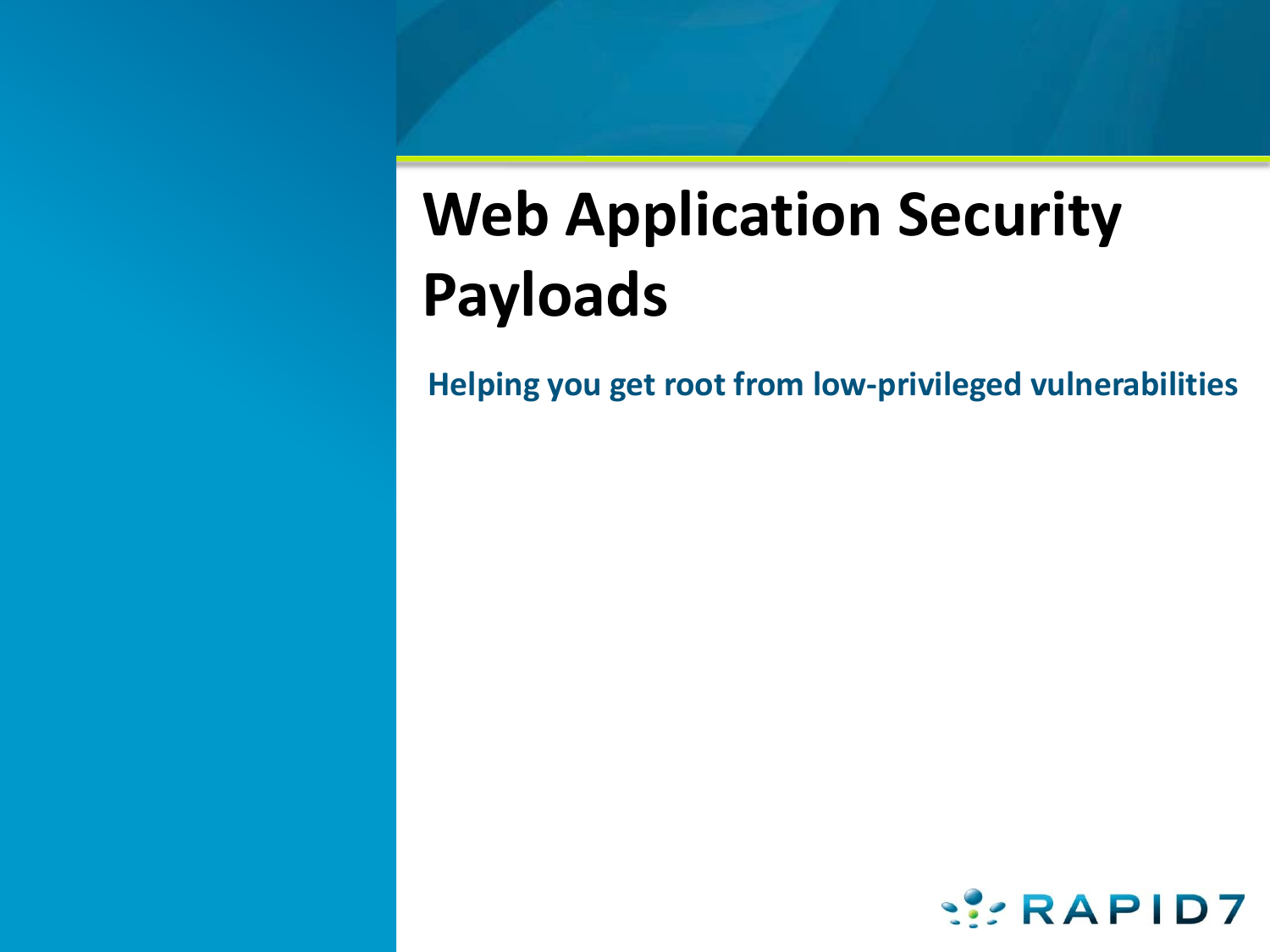# Web Application Security Payloads

**Helping you get root from low-privileged vulnerabilities**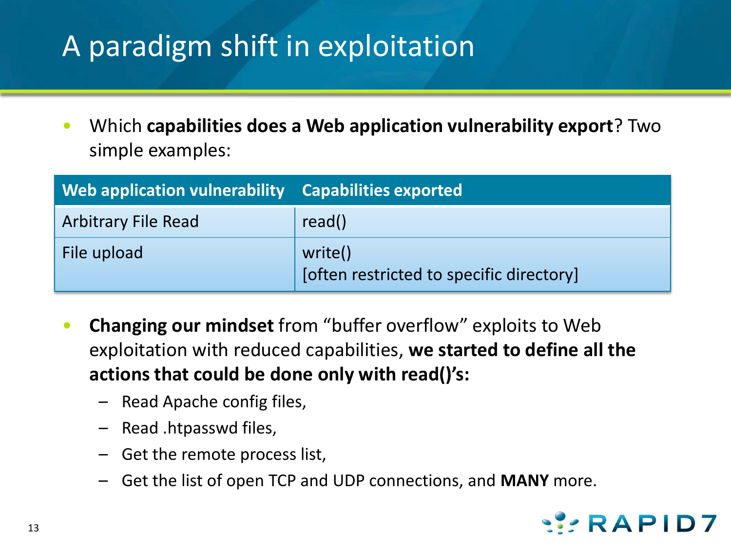# A paradigm shift in exploitation

- Which **capabilities does a Web application vulnerability export**? Two simple examples:

| Web application vulnerability | Capabilities exported |
|---|---|
| Arbitrary File Read | read() |
| File upload | write()<br>[often restricted to specific directory] |

- **Changing our mindset** from "buffer overflow" exploits to Web exploitation with reduced capabilities, **we started to define all the actions that could be done only with read()'s:**
  - Read Apache config files,
  - Read .htpasswd files,
  - Get the remote process list,
  - Get the list of open TCP and UDP connections, and **MANY** more.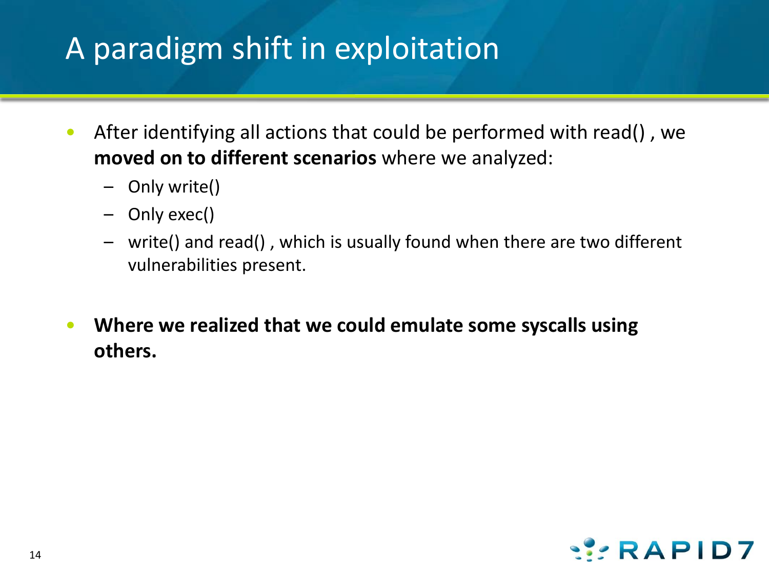# A paradigm shift in exploitation

- After identifying all actions that could be performed with read() , we **moved on to different scenarios** where we analyzed:
  - Only write()
  - Only exec()
  - write() and read() , which is usually found when there are two different vulnerabilities present.

- **Where we realized that we could emulate some syscalls using others.**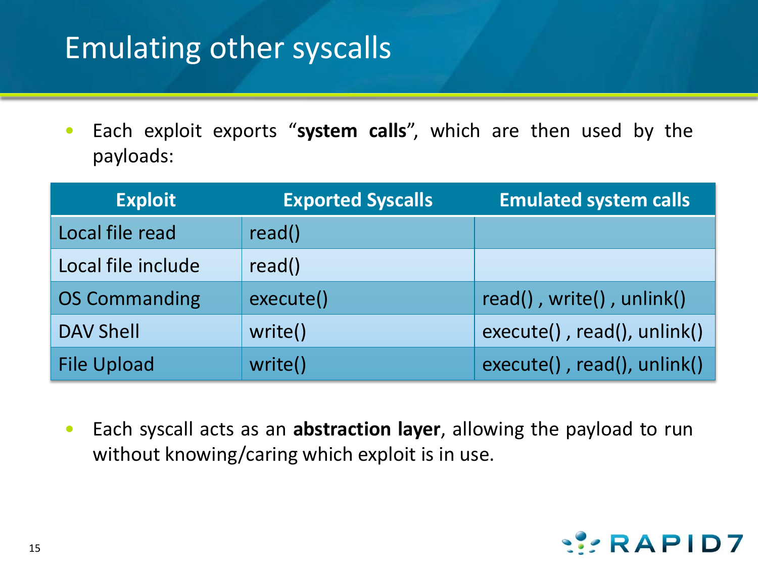# Emulating other syscalls

- Each exploit exports "**system calls**", which are then used by the payloads:

| Exploit | Exported Syscalls | Emulated system calls |
|---|---|---|
| Local file read | read() | |
| Local file include | read() | |
| OS Commanding | execute() | read() , write() , unlink() |
| DAV Shell | write() | execute() , read(), unlink() |
| File Upload | write() | execute() , read(), unlink() |

- Each syscall acts as an **abstraction layer**, allowing the payload to run without knowing/caring which exploit is in use.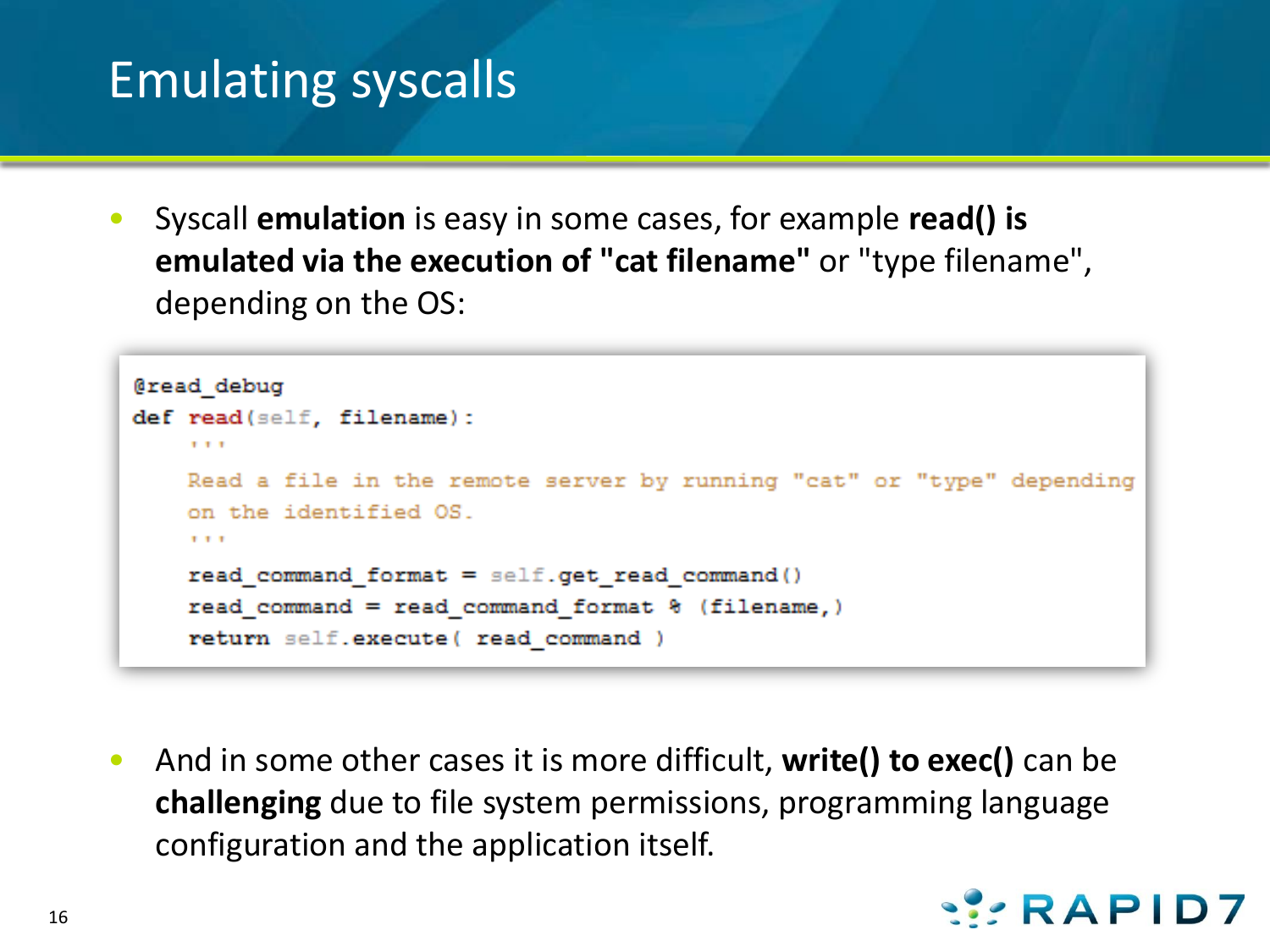# Emulating syscalls

- Syscall **emulation** is easy in some cases, for example **read() is emulated via the execution of "cat filename"** or "type filename", depending on the OS:

```
@read_debug
def read(self, filename):
    '''
    Read a file in the remote server by running "cat" or "type" depending
    on the identified OS.
    '''
    read_command_format = self.get_read_command()
    read_command = read_command_format % (filename,)
    return self.execute( read_command )
```

- And in some other cases it is more difficult, **write() to exec()** can be **challenging** due to file system permissions, programming language configuration and the application itself.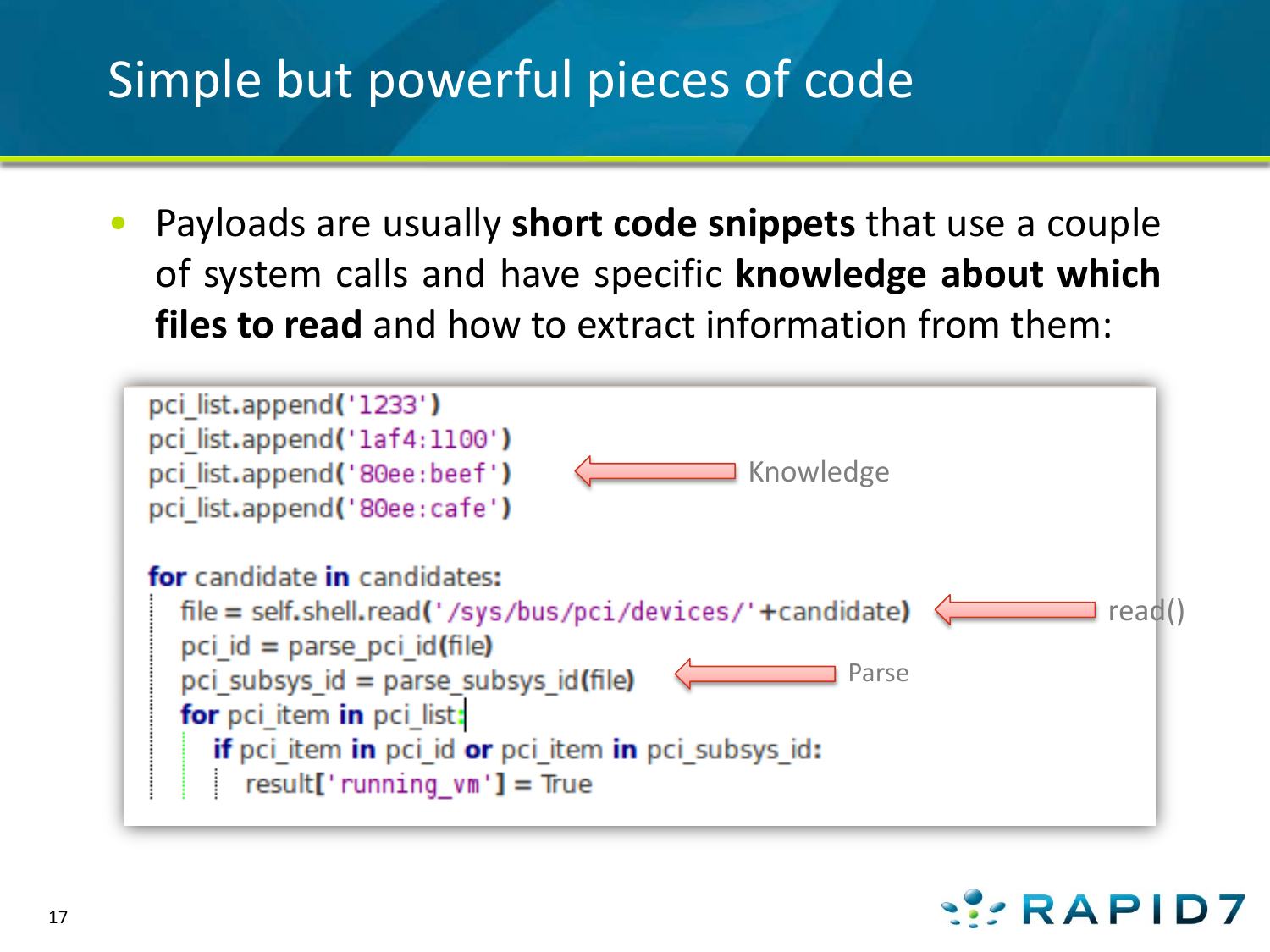# Simple but powerful pieces of code

- Payloads are usually **short code snippets** that use a couple of system calls and have specific **knowledge about which files to read** and how to extract information from them:

```
pci_list.append('1233')
pci_list.append('1af4:1100')
pci_list.append('80ee:beef')
pci_list.append('80ee:cafe')

for candidate in candidates:
    file = self.shell.read('/sys/bus/pci/devices/'+candidate)
    pci_id = parse_pci_id(file)
    pci_subsys_id = parse_subsys_id(file)
    for pci_item in pci_list:
        if pci_item in pci_id or pci_item in pci_subsys_id:
            result['running_vm'] = True
```

Knowledge

read()

Parse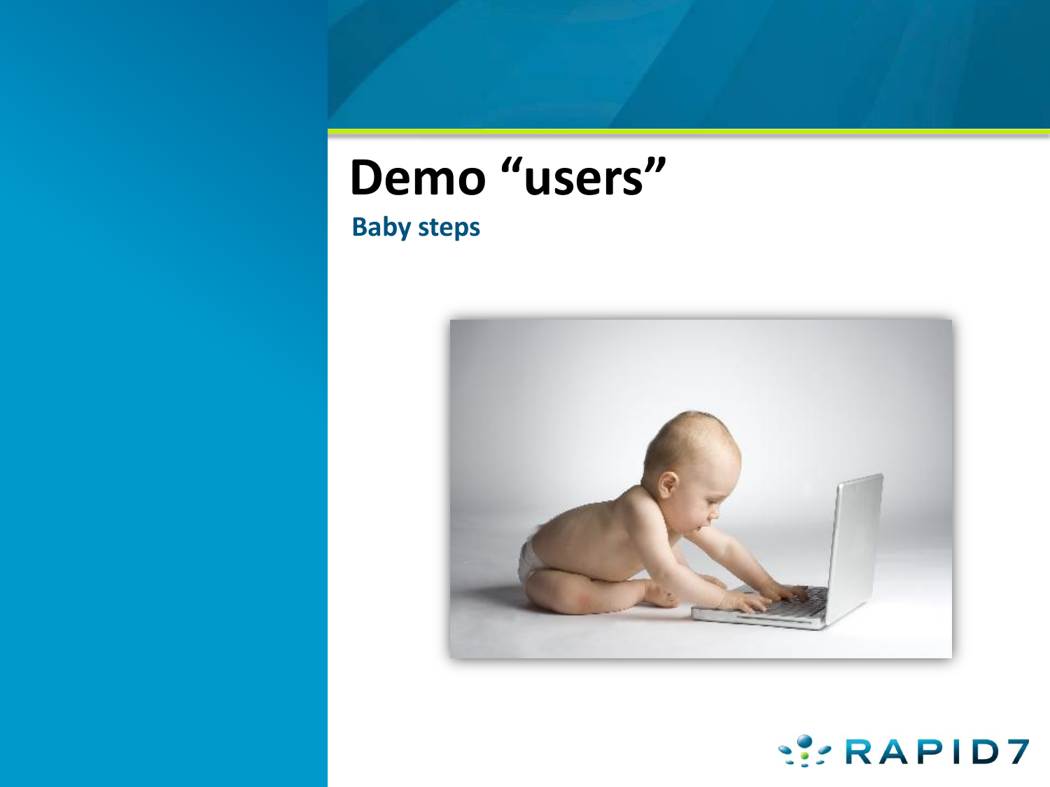# Demo “users”

## Baby steps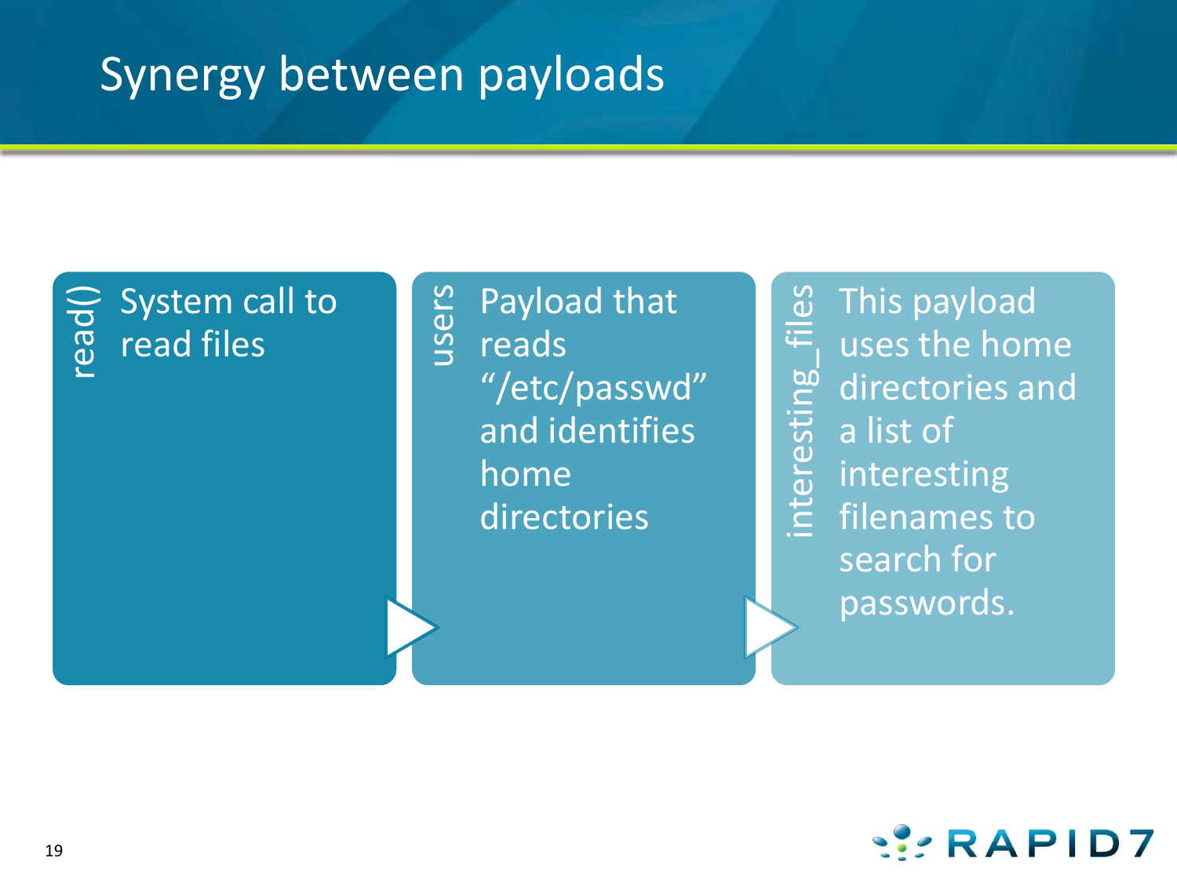# Synergy between payloads

**read()** — System call to read files

**users** — Payload that reads “/etc/passwd” and identifies home directories

**interesting_files** — This payload uses the home directories and a list of interesting filenames to search for passwords.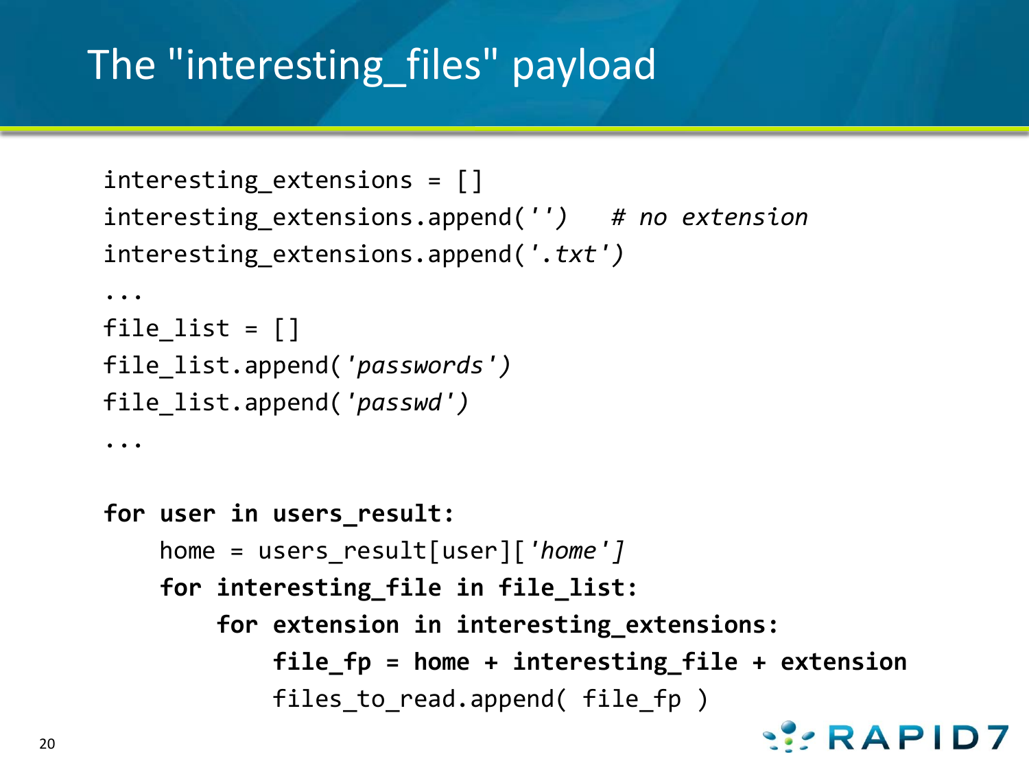# The "interesting_files" payload

```
interesting_extensions = []
interesting_extensions.append('')   # no extension
interesting_extensions.append('.txt')
...
file_list = []
file_list.append('passwords')
file_list.append('passwd')
...

for user in users_result:
    home = users_result[user]['home']
    for interesting_file in file_list:
        for extension in interesting_extensions:
            file_fp = home + interesting_file + extension
            files_to_read.append( file_fp )
```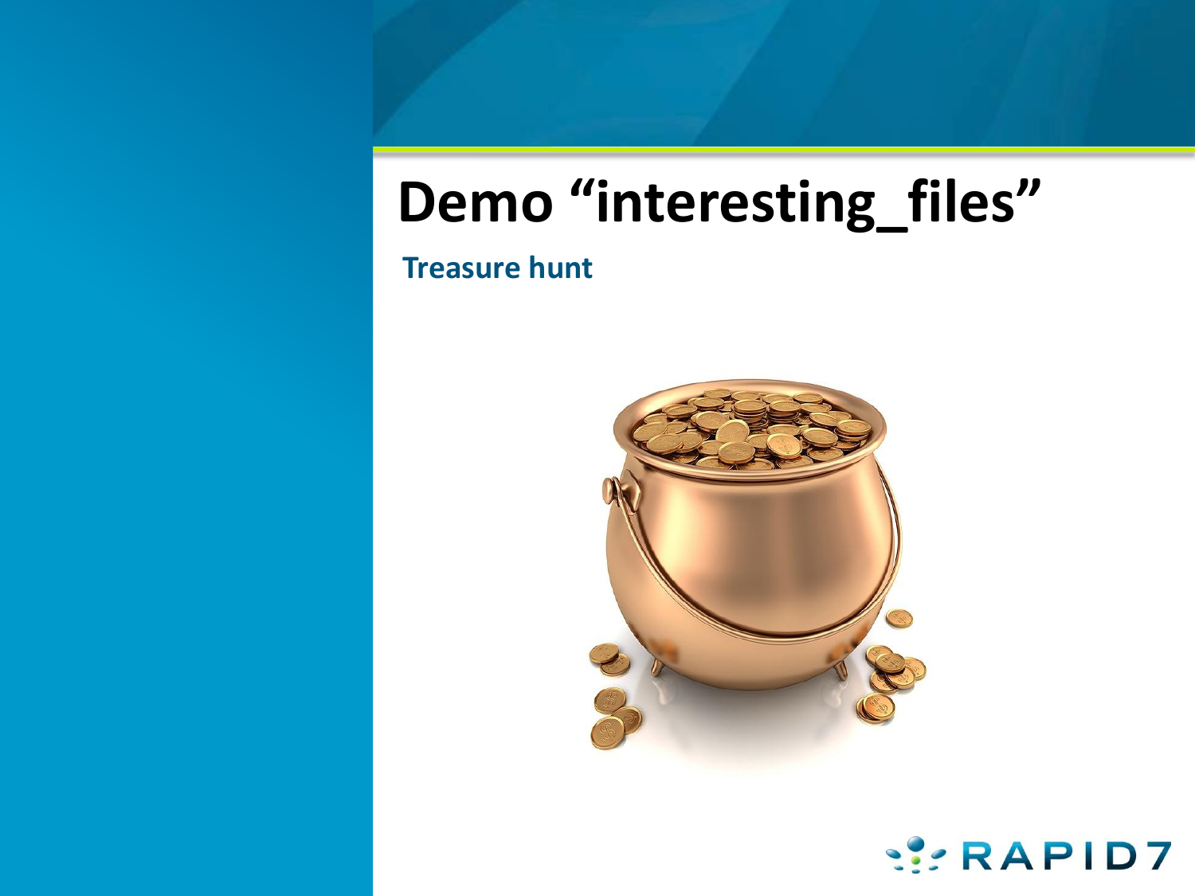# Demo “interesting_files”

## Treasure hunt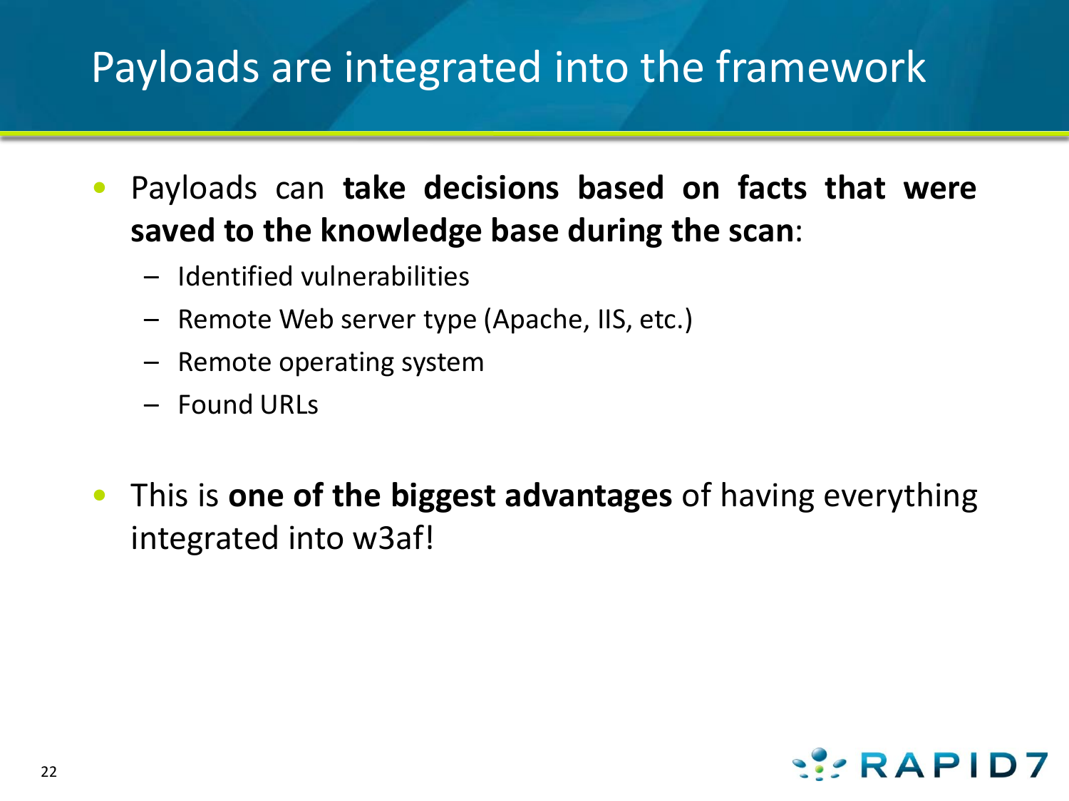# Payloads are integrated into the framework

- Payloads can **take decisions based on facts that were saved to the knowledge base during the scan**:
  - Identified vulnerabilities
  - Remote Web server type (Apache, IIS, etc.)
  - Remote operating system
  - Found URLs

- This is **one of the biggest advantages** of having everything integrated into w3af!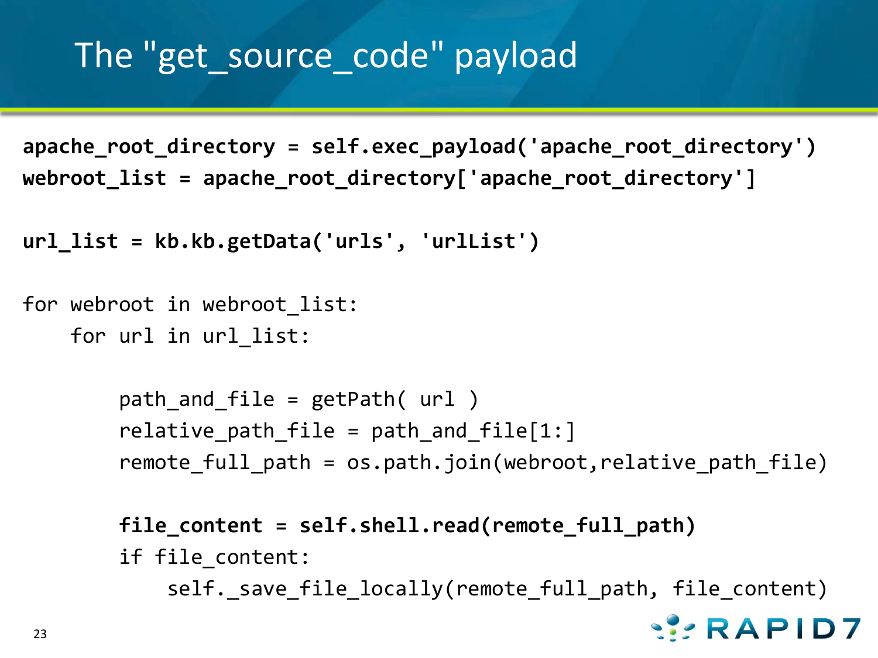# The "get_source_code" payload

```
apache_root_directory = self.exec_payload('apache_root_directory')
webroot_list = apache_root_directory['apache_root_directory']

url_list = kb.kb.getData('urls', 'urlList')

for webroot in webroot_list:
    for url in url_list:

        path_and_file = getPath( url )
        relative_path_file = path_and_file[1:]
        remote_full_path = os.path.join(webroot,relative_path_file)

        file_content = self.shell.read(remote_full_path)
        if file_content:
            self._save_file_locally(remote_full_path, file_content)
```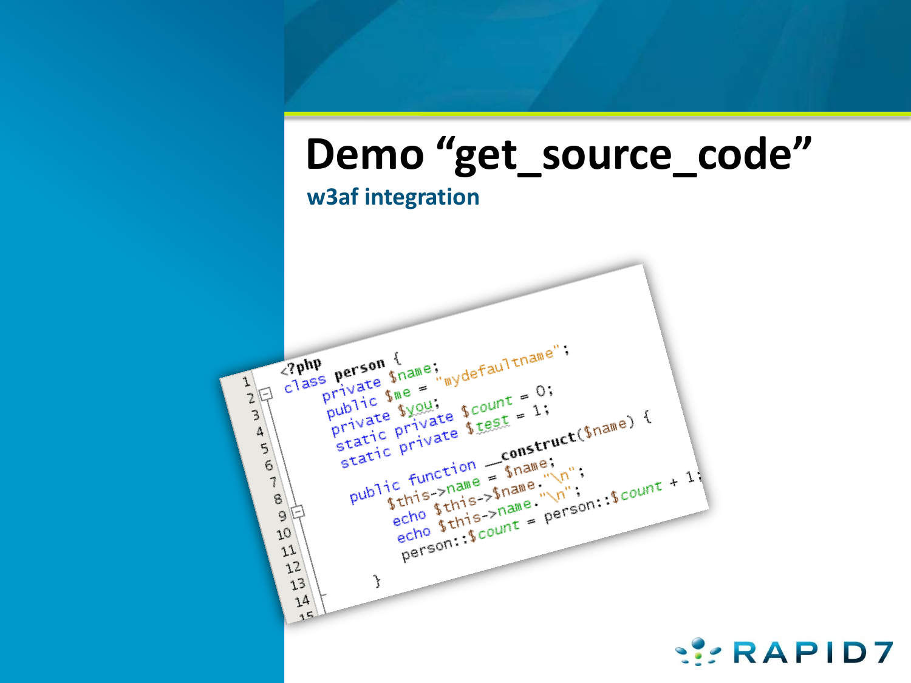# Demo “get_source_code”

## w3af integration

```php
<?php
class person {
    private $name;
    public $me = "mydefaultname";
    private $you;
    static private $count = 0;
    static private $test = 1;

    public function __construct($name) {
        $this->name = $name;
        echo $this->$name."\n";
        echo $this->name."\n";
        person::$count = person::$count + 1;

    }
```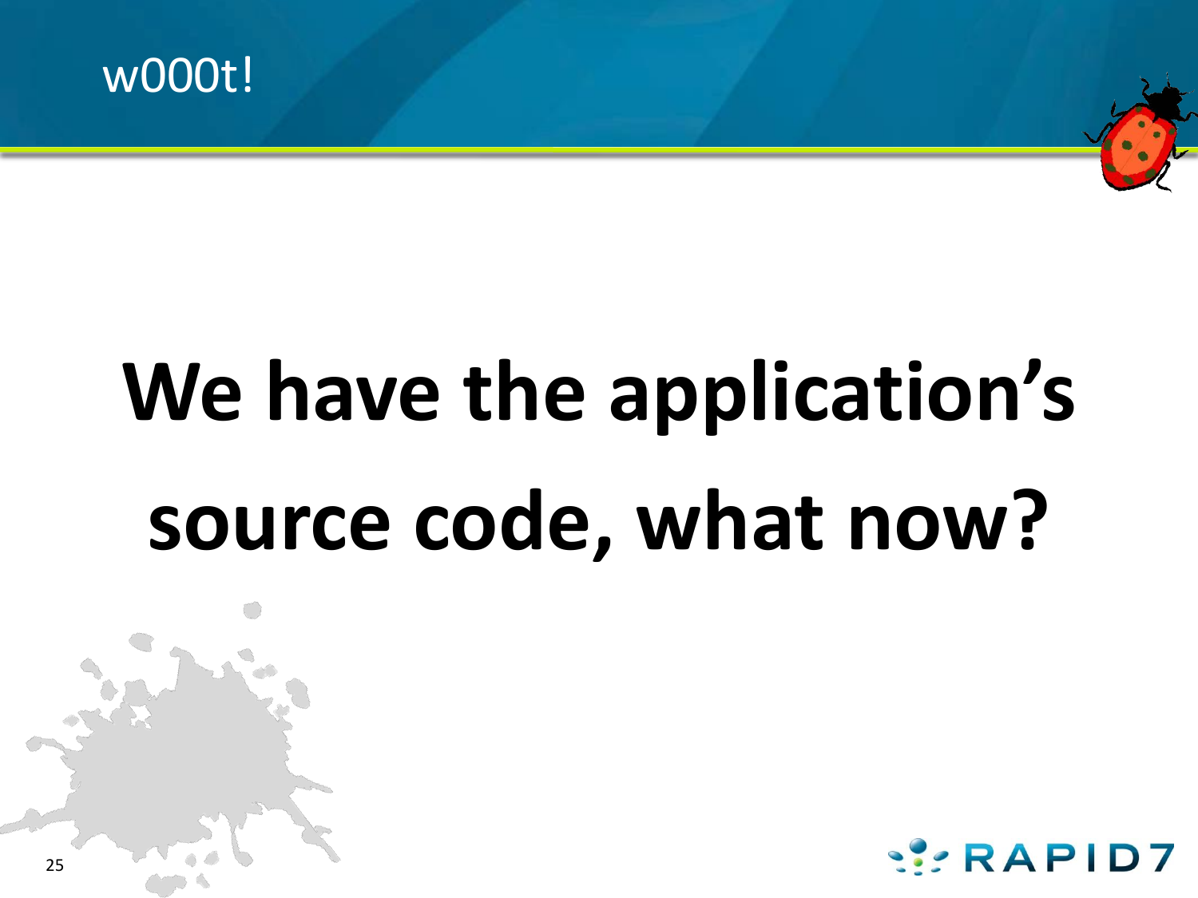## w000t!

# We have the application's source code, what now?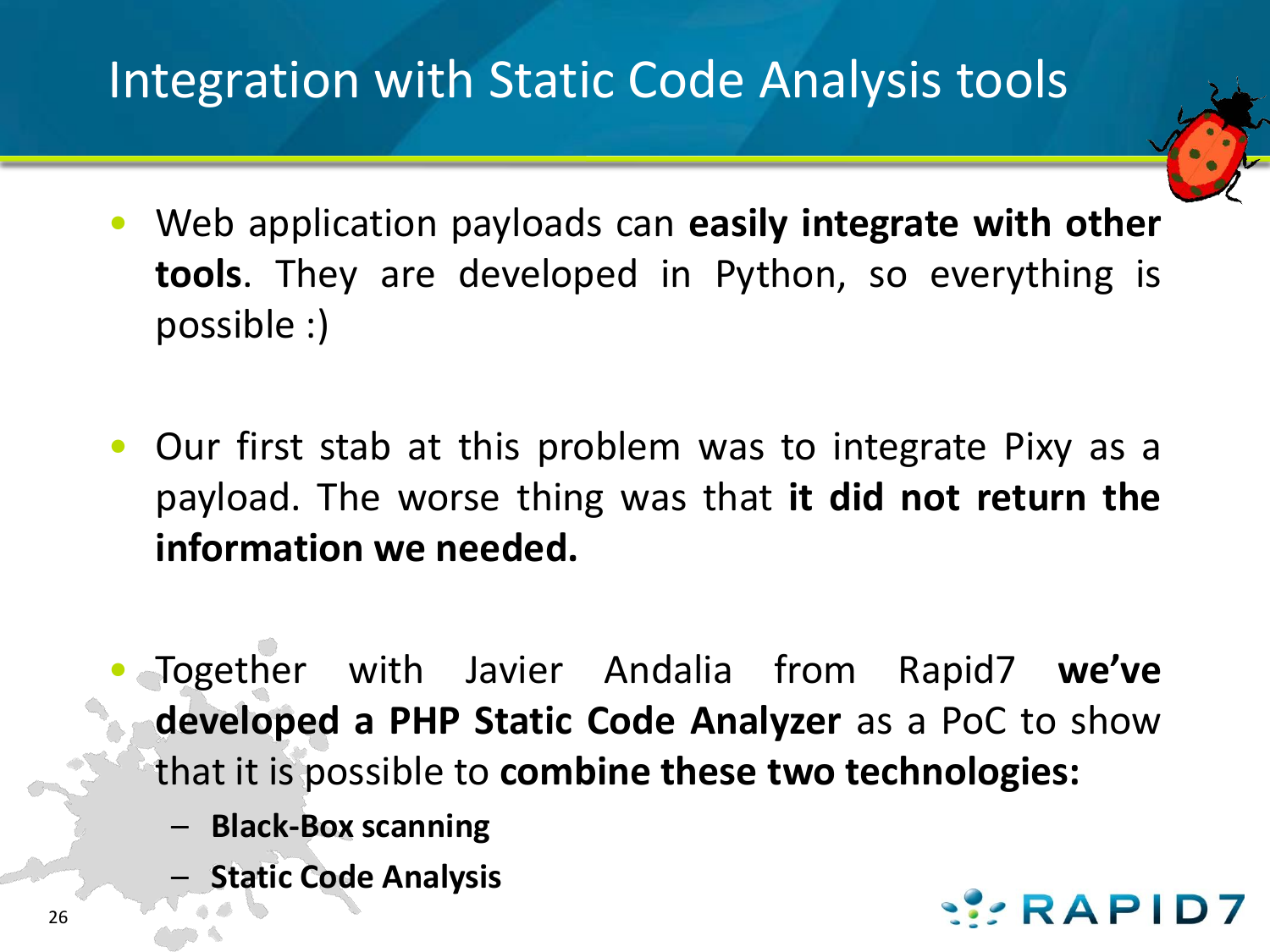# Integration with Static Code Analysis tools

- Web application payloads can **easily integrate with other tools**. They are developed in Python, so everything is possible :)

- Our first stab at this problem was to integrate Pixy as a payload. The worse thing was that **it did not return the information we needed.**

- Together with Javier Andalia from Rapid7 **we've developed a PHP Static Code Analyzer** as a PoC to show that it is possible to **combine these two technologies:**
  - **Black-Box scanning**
  - **Static Code Analysis**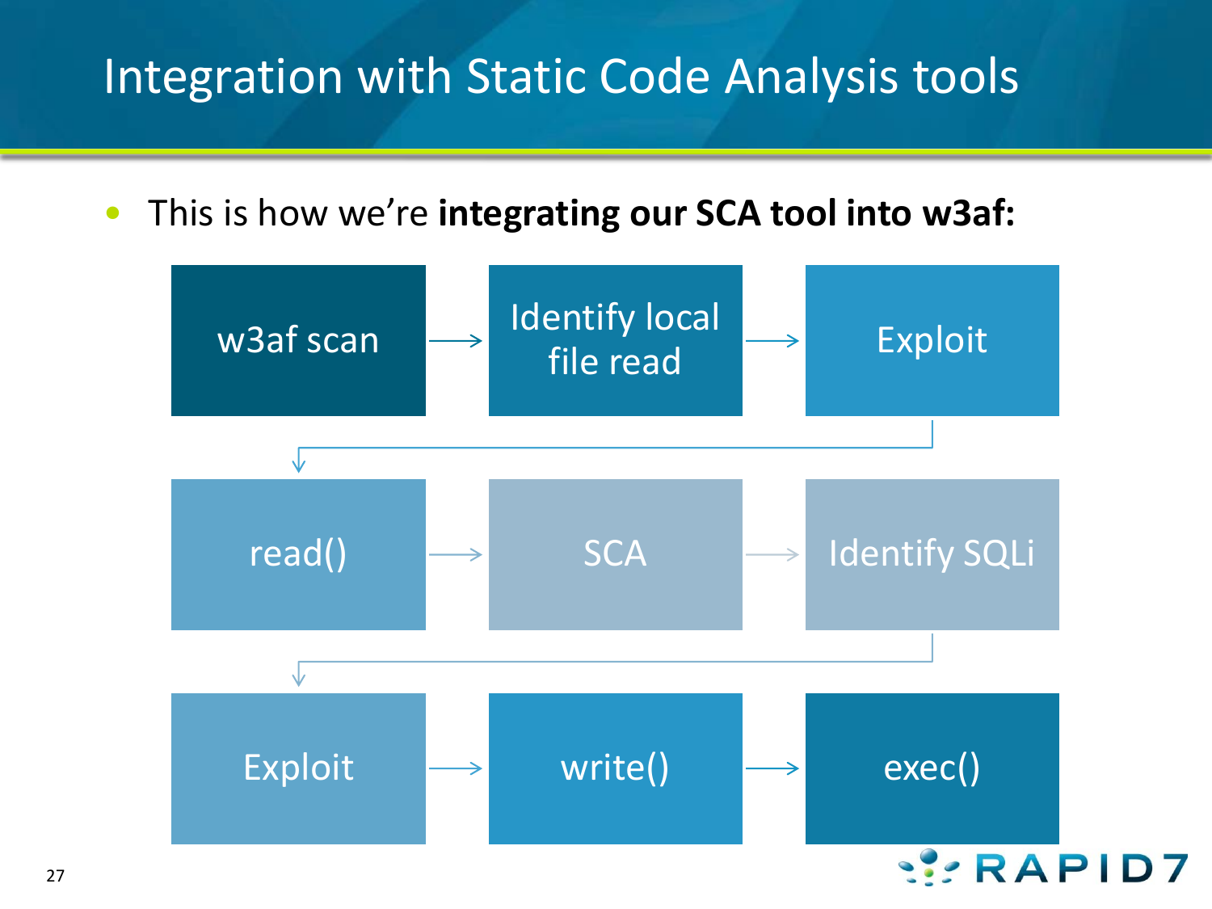# Integration with Static Code Analysis tools

- This is how we're **integrating our SCA tool into w3af:**

w3af scan → Identify local file read → Exploit → read() → SCA → Identify SQLi → Exploit → write() → exec()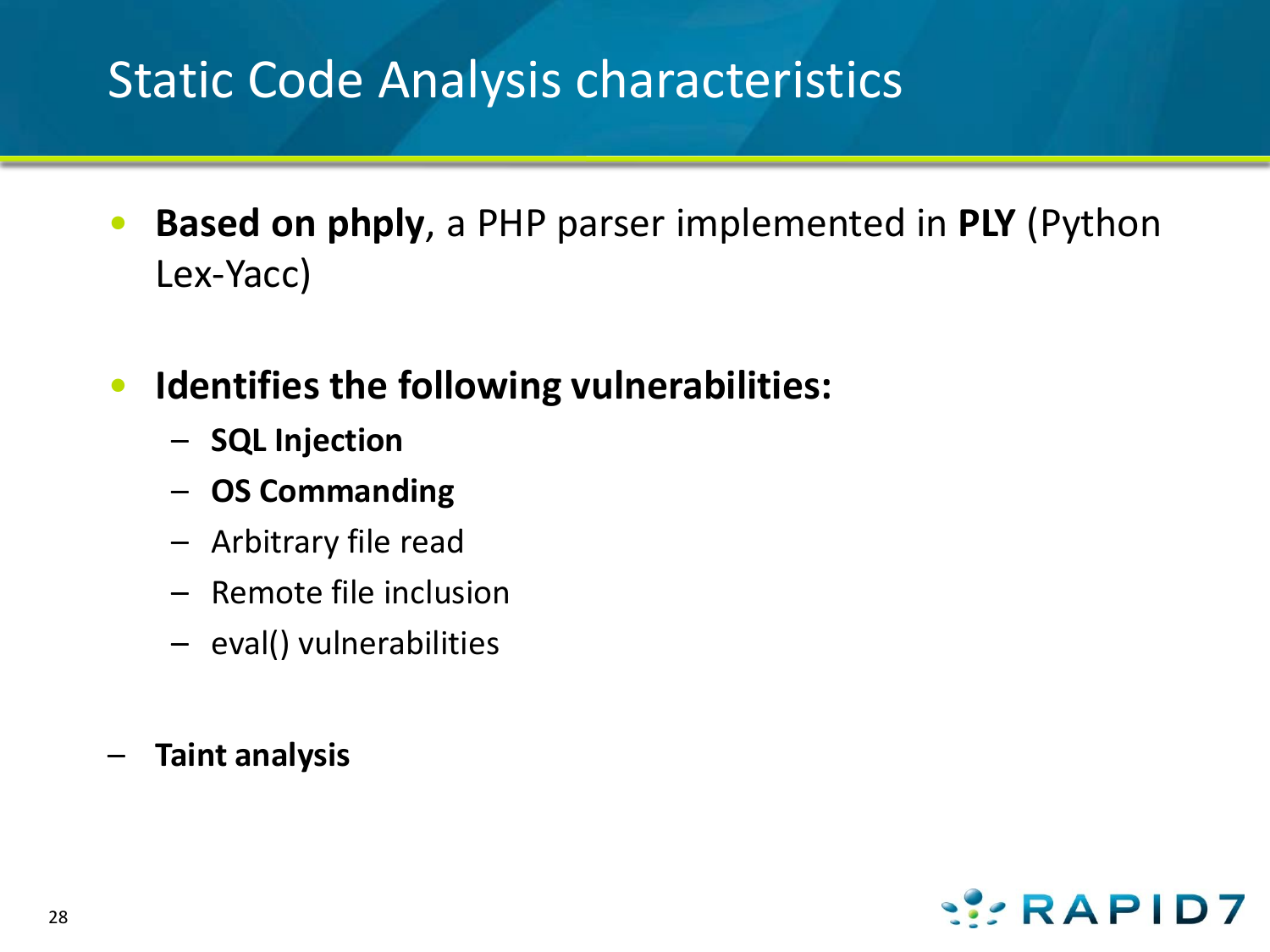# Static Code Analysis characteristics

- **Based on phply**, a PHP parser implemented in **PLY** (Python Lex-Yacc)

- **Identifies the following vulnerabilities:**
  - **SQL Injection**
  - **OS Commanding**
  - Arbitrary file read
  - Remote file inclusion
  - eval() vulnerabilities

- **Taint analysis**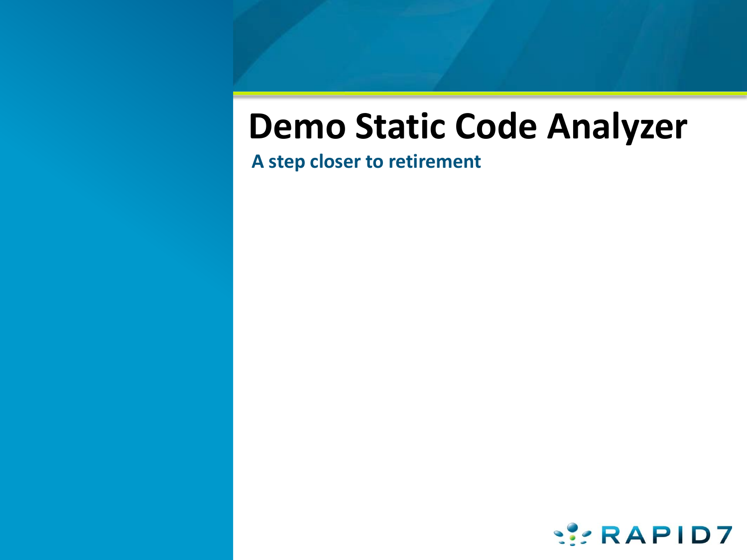# Demo Static Code Analyzer

**A step closer to retirement**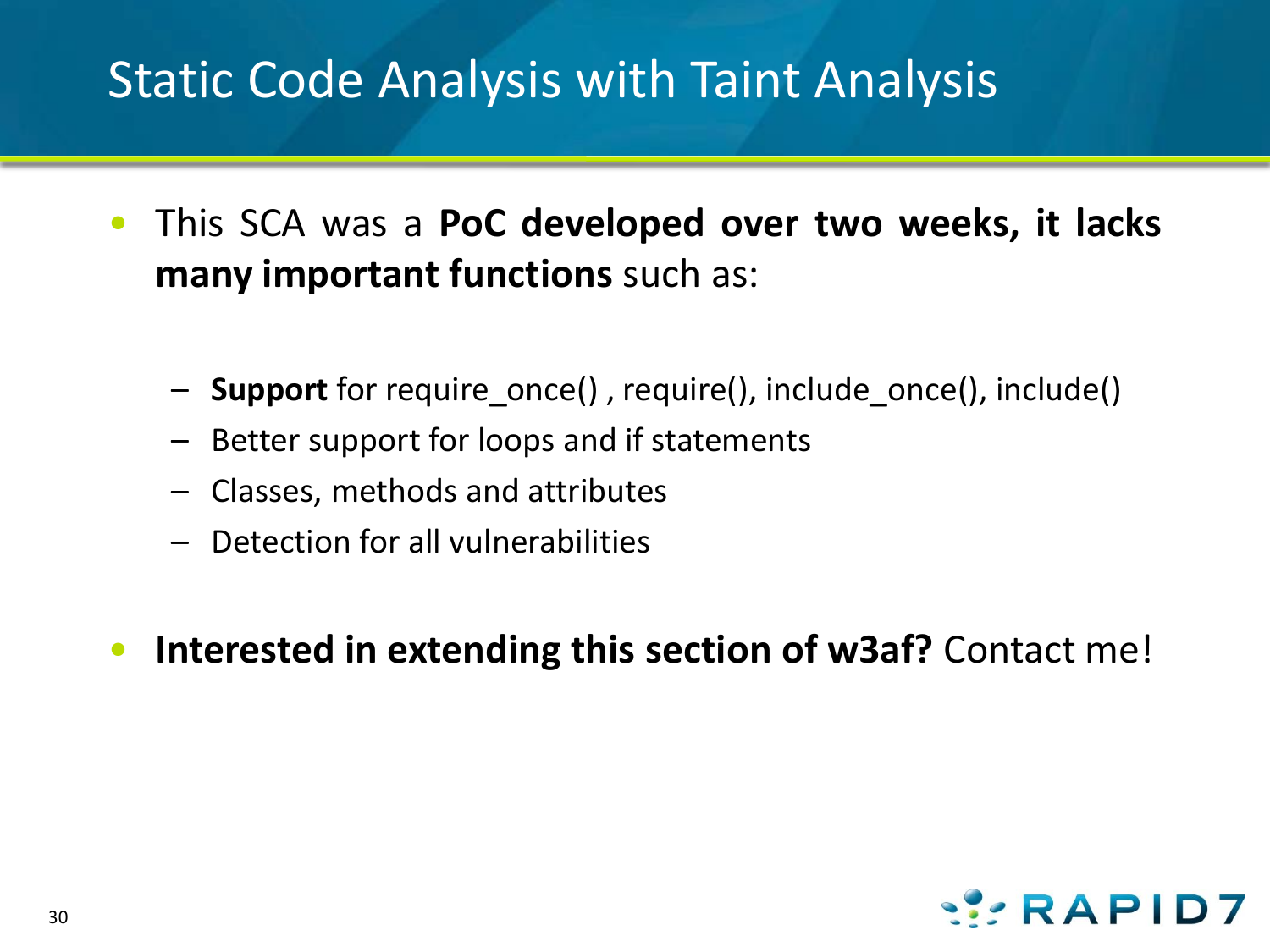# Static Code Analysis with Taint Analysis

- This SCA was a **PoC developed over two weeks, it lacks many important functions** such as:
  - **Support** for require_once() , require(), include_once(), include()
  - Better support for loops and if statements
  - Classes, methods and attributes
  - Detection for all vulnerabilities
- **Interested in extending this section of w3af?** Contact me!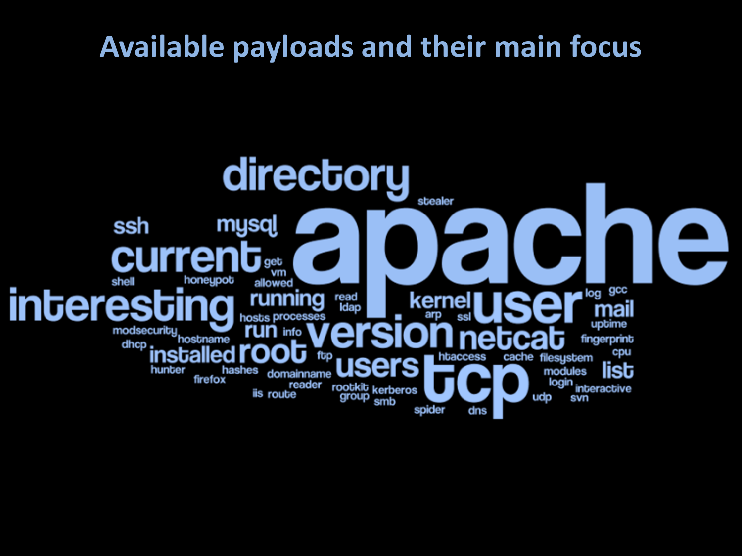# Available payloads and their main focus

directory apache stealer ssh mysql current get vm shell honeypot allowed interesting running read ldap kernel user log gcc mail hosts processes arp ssl uptime modsecurity run info version netcat fingerprint dhcp hostname installed root ftp htaccess cache filesystem cpu hunter hashes users tcp modules list firefox domainname reader login interactive rootkit kerberos iis route group smb udp svn spider dns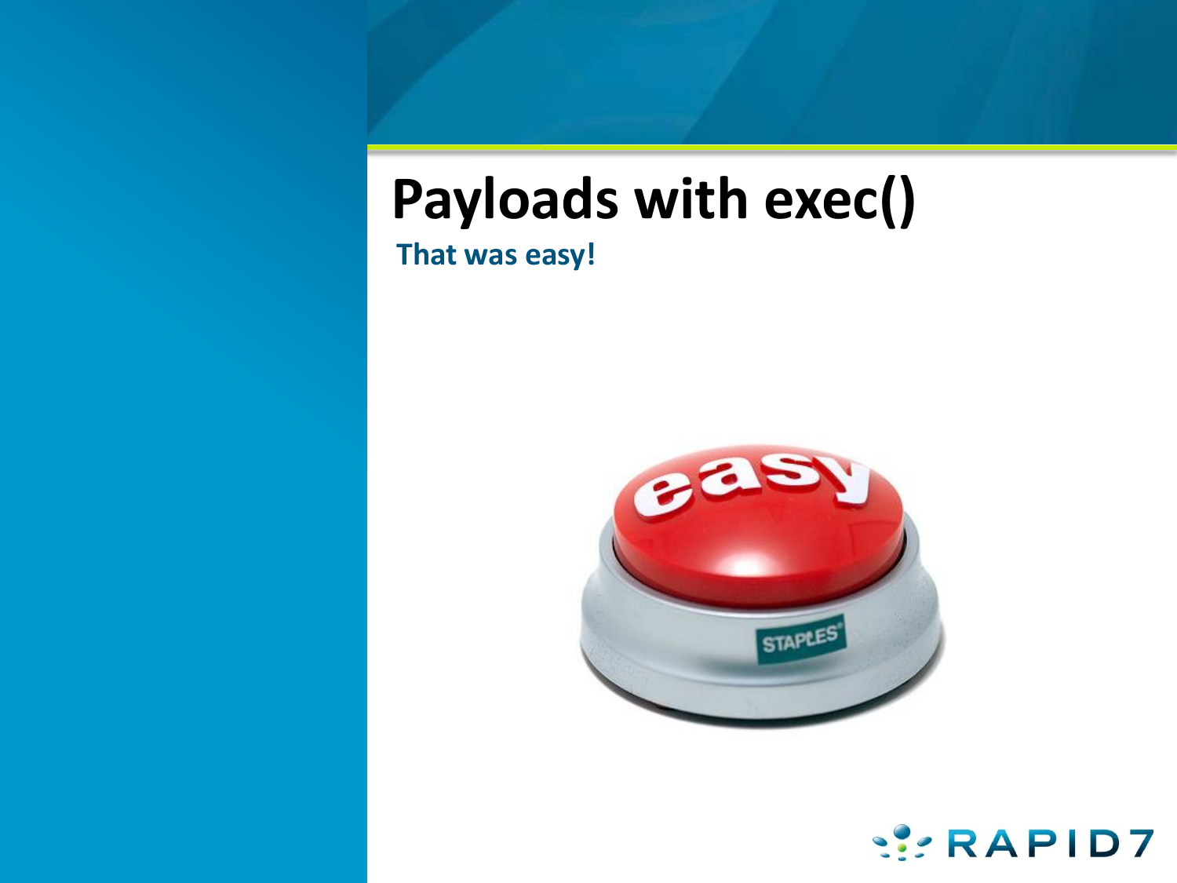# Payloads with exec()

**That was easy!**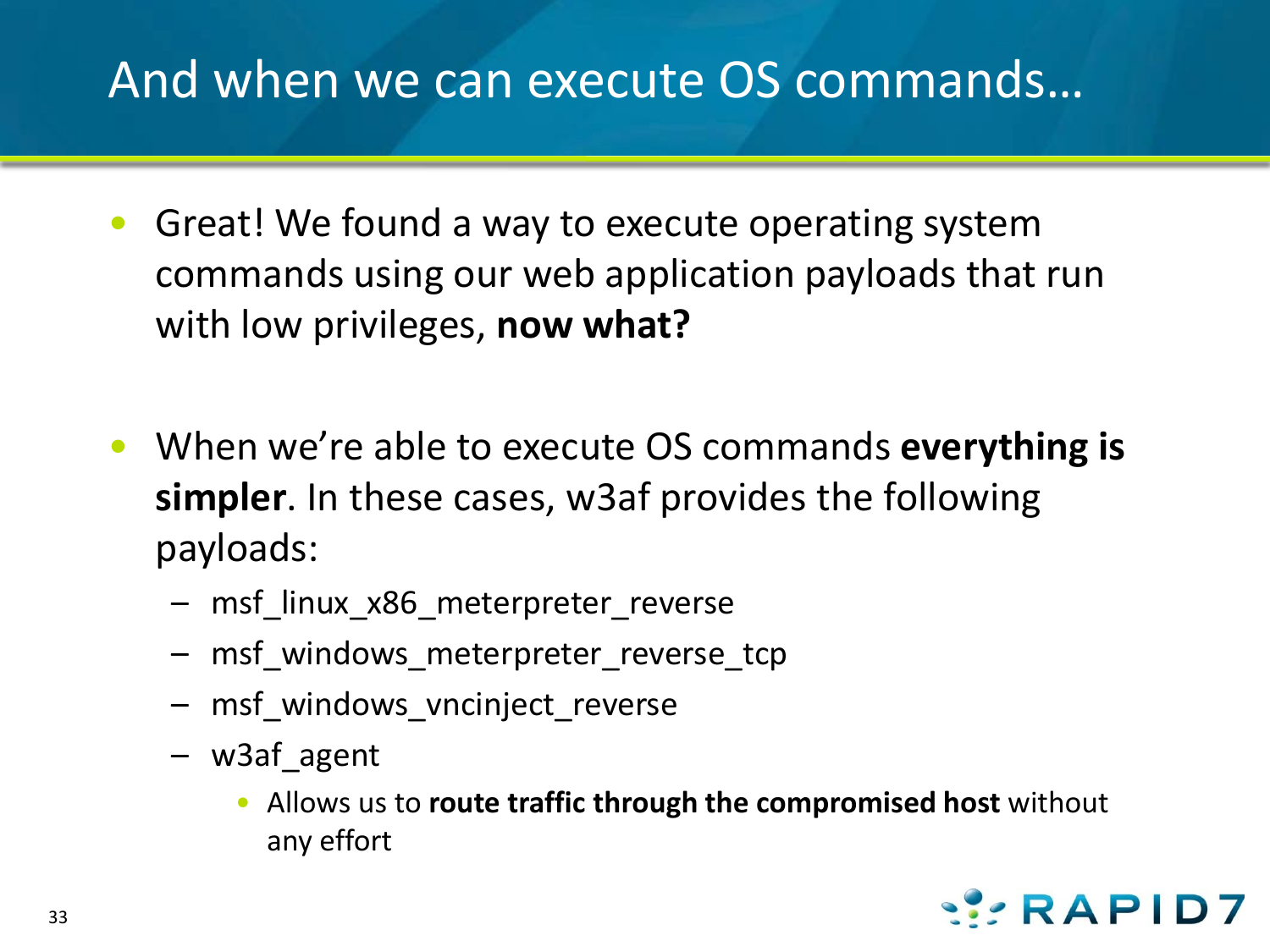# And when we can execute OS commands…

- Great! We found a way to execute operating system commands using our web application payloads that run with low privileges, **now what?**

- When we're able to execute OS commands **everything is simpler**. In these cases, w3af provides the following payloads:
  - msf_linux_x86_meterpreter_reverse
  - msf_windows_meterpreter_reverse_tcp
  - msf_windows_vncinject_reverse
  - w3af_agent
    - Allows us to **route traffic through the compromised host** without any effort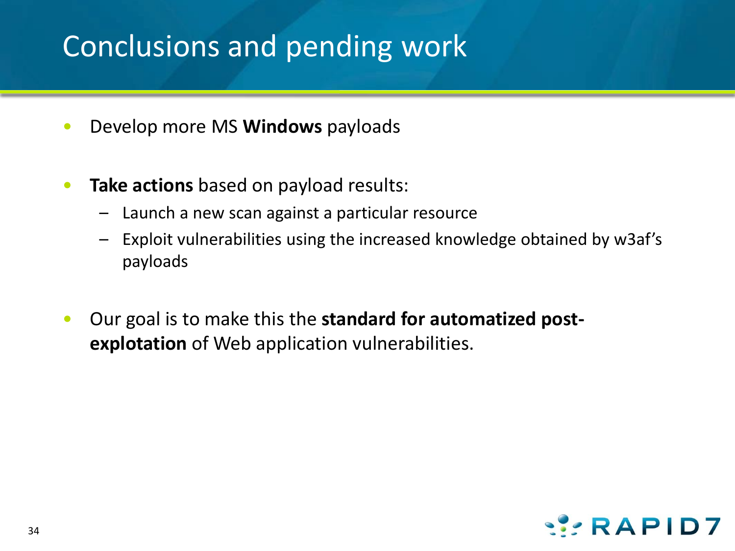# Conclusions and pending work

- Develop more MS **Windows** payloads
- **Take actions** based on payload results:
  - Launch a new scan against a particular resource
  - Exploit vulnerabilities using the increased knowledge obtained by w3af's payloads
- Our goal is to make this the **standard for automatized post-explotation** of Web application vulnerabilities.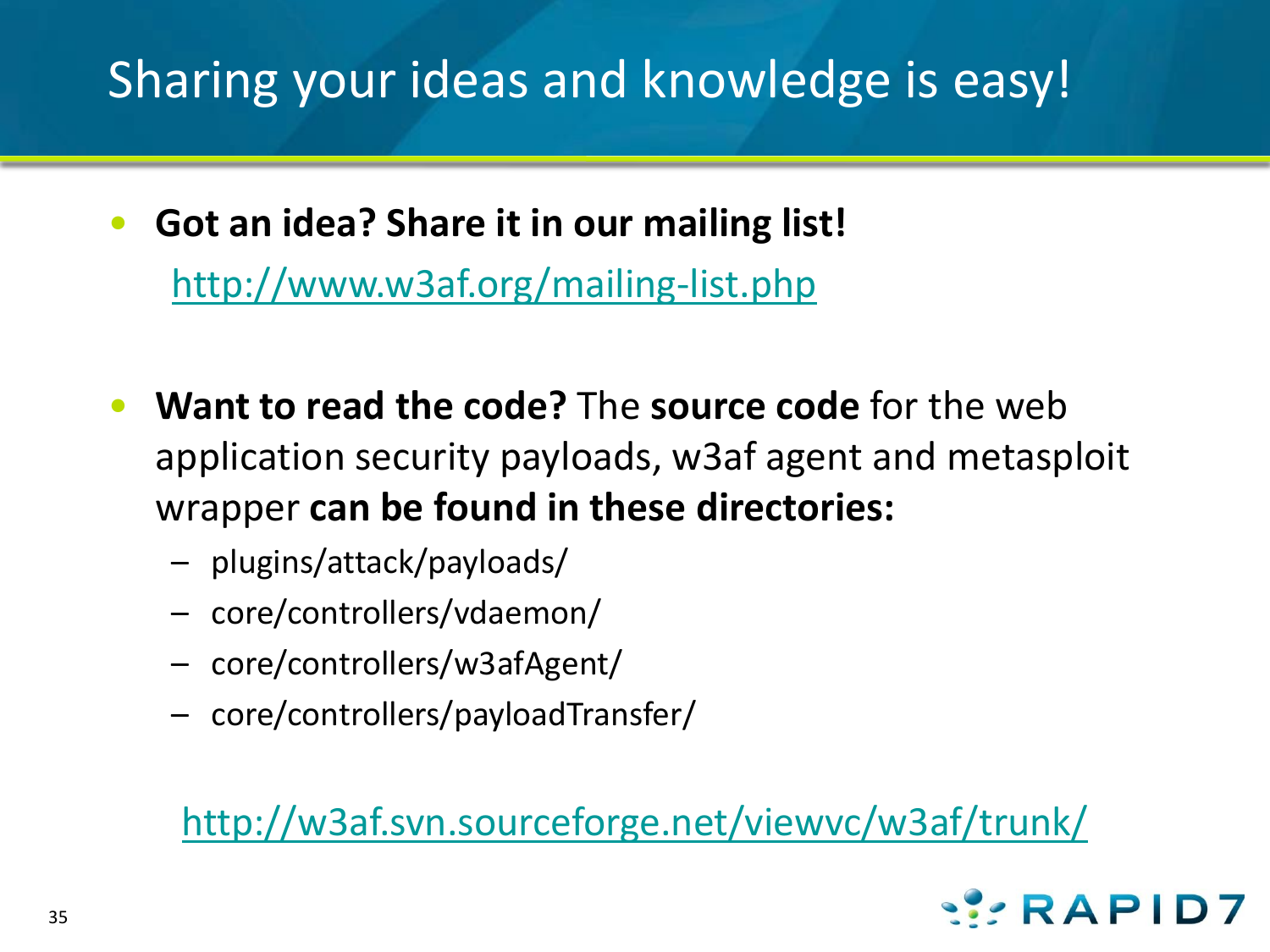# Sharing your ideas and knowledge is easy!

- **Got an idea? Share it in our mailing list!**

  http://www.w3af.org/mailing-list.php

- **Want to read the code?** The **source code** for the web application security payloads, w3af agent and metasploit wrapper **can be found in these directories:**
  - plugins/attack/payloads/
  - core/controllers/vdaemon/
  - core/controllers/w3afAgent/
  - core/controllers/payloadTransfer/

  http://w3af.svn.sourceforge.net/viewvc/w3af/trunk/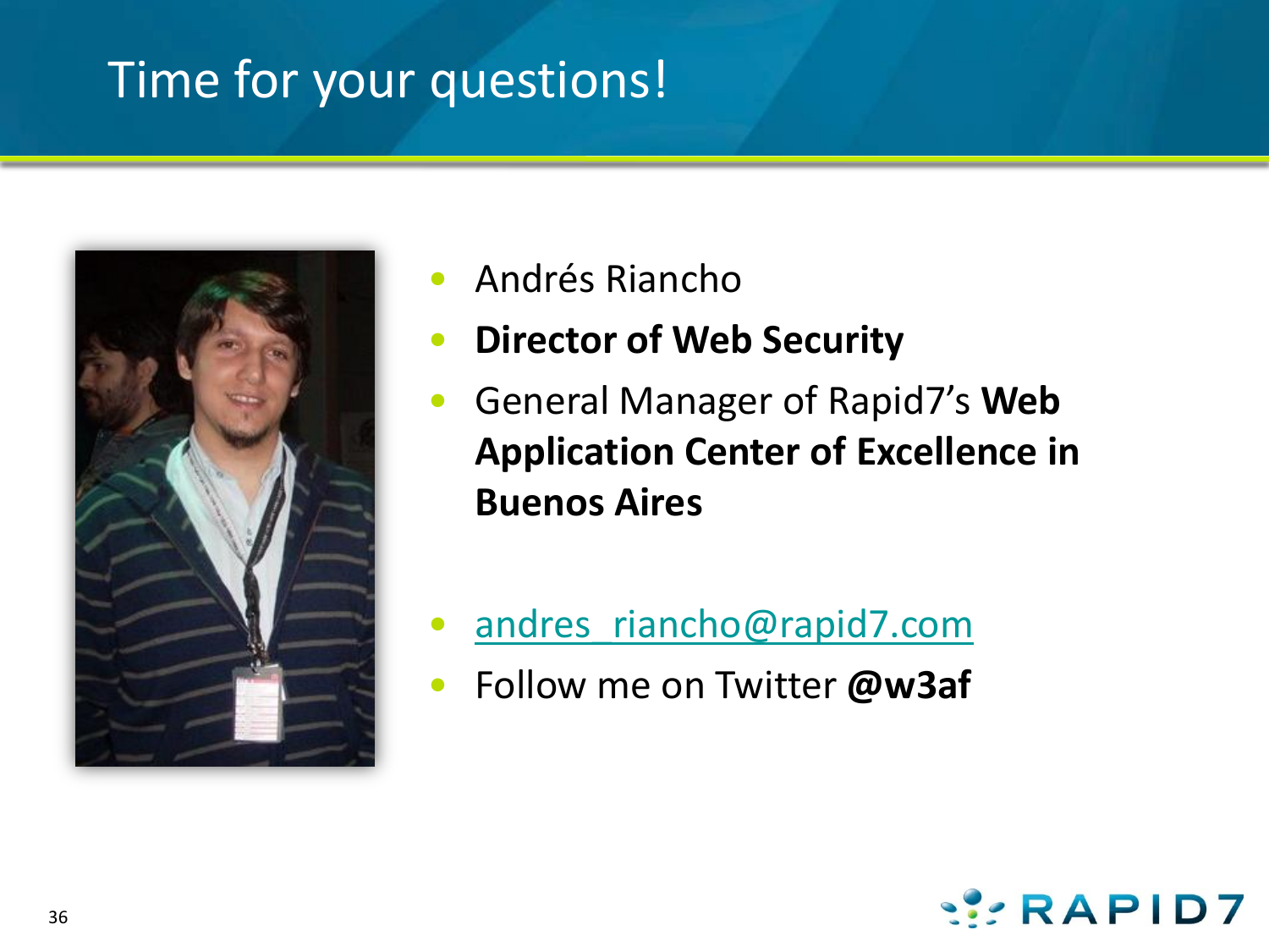# Time for your questions!

- Andrés Riancho
- **Director of Web Security**
- General Manager of Rapid7's **Web Application Center of Excellence in Buenos Aires**

- andres_riancho@rapid7.com
- Follow me on Twitter **@w3af**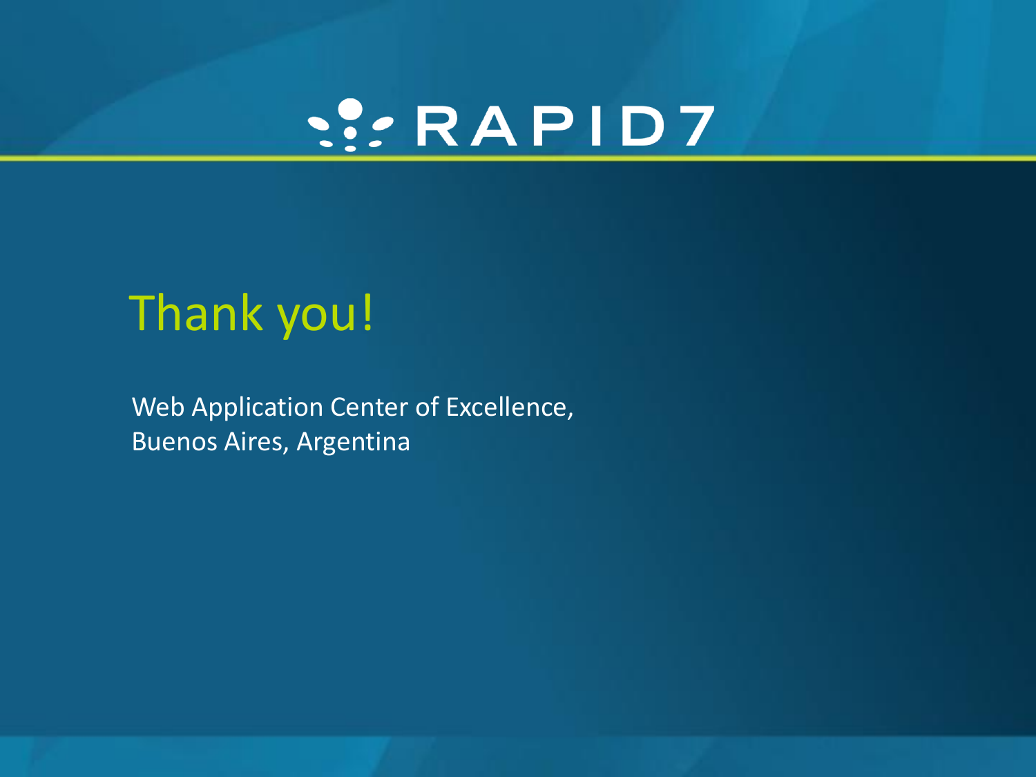RAPID7

# Thank you!

Web Application Center of Excellence,
Buenos Aires, Argentina